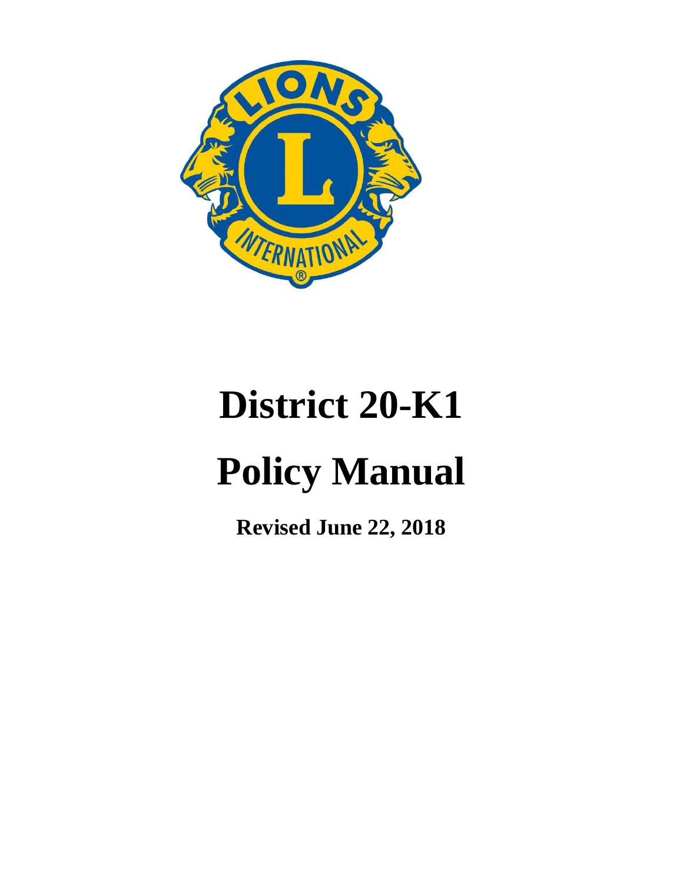# District 20-K1

# Policy Manual

**Revised June 22, 2018**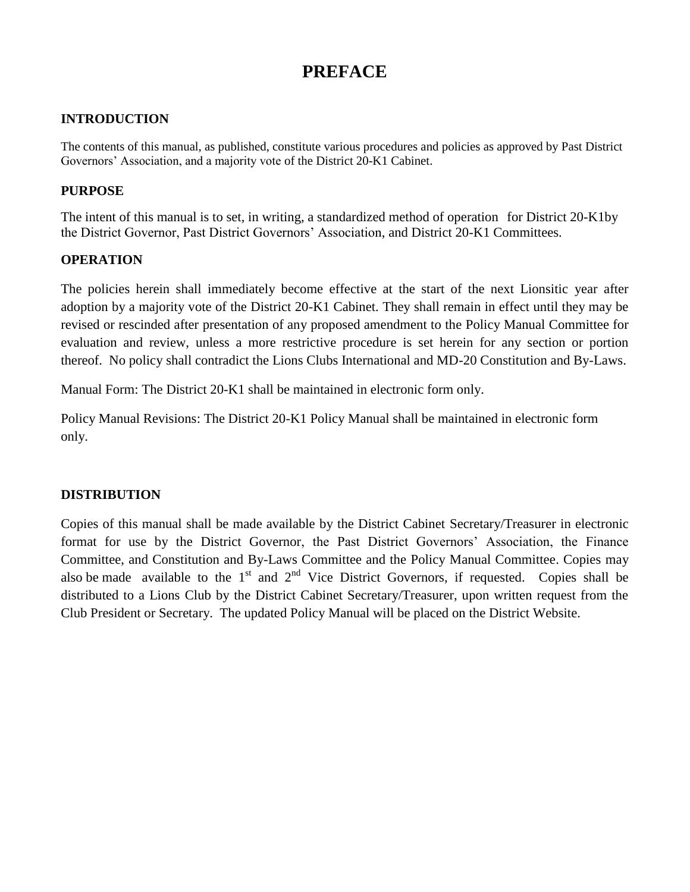# PREFACE

### INTRODUCTION

The contents of this manual, as published, constitute various procedures and policies as approved by Past District Governors' Association, and a majority vote of the District 20-K1 Cabinet.

### PURPOSE

The intent of this manual is to set, in writing, a standardized method of operation for District 20-K1by the District Governor, Past District Governors' Association, and District 20-K1 Committees.

### OPERATION

The policies herein shall immediately become effective at the start of the next Lionsitic year after adoption by a majority vote of the District 20-K1 Cabinet. They shall remain in effect until they may be revised or rescinded after presentation of any proposed amendment to the Policy Manual Committee for evaluation and review, unless a more restrictive procedure is set herein for any section or portion thereof. No policy shall contradict the Lions Clubs International and MD-20 Constitution and By-Laws.

Manual Form: The District 20-K1 shall be maintained in electronic form only.

Policy Manual Revisions: The District 20-K1 Policy Manual shall be maintained in electronic form only.

### DISTRIBUTION

Copies of this manual shall be made available by the District Cabinet Secretary/Treasurer in electronic format for use by the District Governor, the Past District Governors' Association, the Finance Committee, and Constitution and By-Laws Committee and the Policy Manual Committee. Copies may also be made available to the 1st and 2nd Vice District Governors, if requested. Copies shall be distributed to a Lions Club by the District Cabinet Secretary/Treasurer, upon written request from the Club President or Secretary. The updated Policy Manual will be placed on the District Website.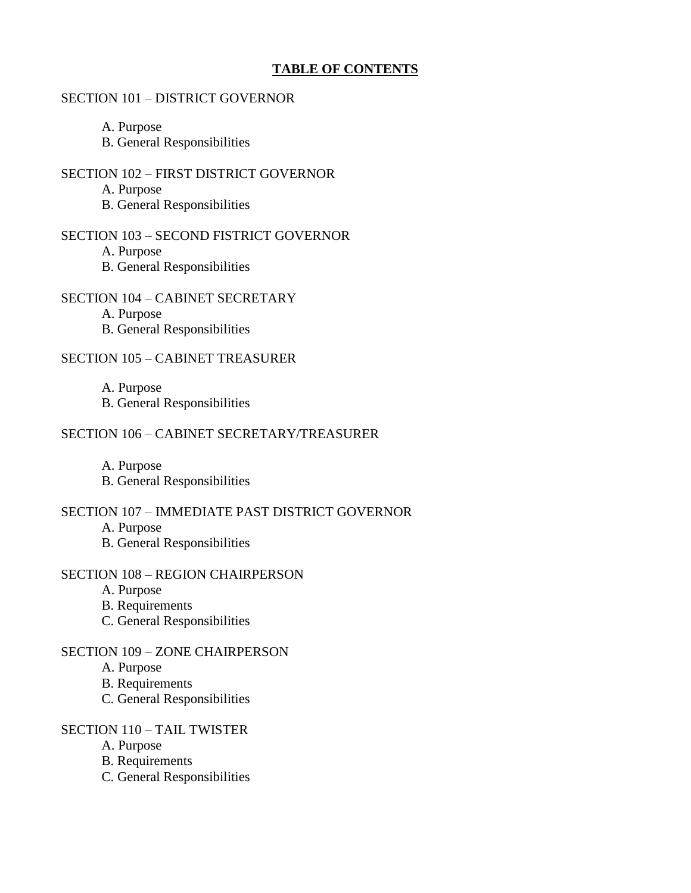**TABLE OF CONTENTS**

SECTION 101 – DISTRICT GOVERNOR

A. Purpose
B. General Responsibilities

SECTION 102 – FIRST DISTRICT GOVERNOR

A. Purpose
B. General Responsibilities

SECTION 103 – SECOND FISTRICT GOVERNOR

A. Purpose
B. General Responsibilities

SECTION 104 – CABINET SECRETARY

A. Purpose
B. General Responsibilities

SECTION 105 – CABINET TREASURER

A. Purpose
B. General Responsibilities

SECTION 106 – CABINET SECRETARY/TREASURER

A. Purpose
B. General Responsibilities

SECTION 107 – IMMEDIATE PAST DISTRICT GOVERNOR

A. Purpose
B. General Responsibilities

SECTION 108 – REGION CHAIRPERSON

A. Purpose
B. Requirements
C. General Responsibilities

SECTION 109 – ZONE CHAIRPERSON

A. Purpose
B. Requirements
C. General Responsibilities

SECTION 110 – TAIL TWISTER

A. Purpose
B. Requirements
C. General Responsibilities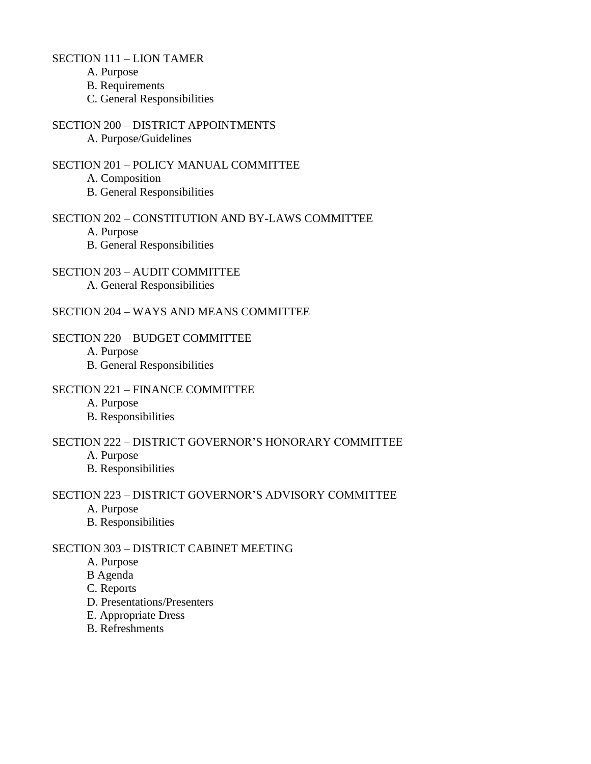SECTION 111 – LION TAMER

A. Purpose
B. Requirements
C. General Responsibilities

SECTION 200 – DISTRICT APPOINTMENTS

A. Purpose/Guidelines

SECTION 201 – POLICY MANUAL COMMITTEE

A. Composition
B. General Responsibilities

SECTION 202 – CONSTITUTION AND BY-LAWS COMMITTEE

A. Purpose
B. General Responsibilities

SECTION 203 – AUDIT COMMITTEE

A. General Responsibilities

SECTION 204 – WAYS AND MEANS COMMITTEE

SECTION 220 – BUDGET COMMITTEE

A. Purpose
B. General Responsibilities

SECTION 221 – FINANCE COMMITTEE

A. Purpose
B. Responsibilities

SECTION 222 – DISTRICT GOVERNOR'S HONORARY COMMITTEE

A. Purpose
B. Responsibilities

SECTION 223 – DISTRICT GOVERNOR'S ADVISORY COMMITTEE

A. Purpose
B. Responsibilities

SECTION 303 – DISTRICT CABINET MEETING

A. Purpose
B Agenda
C. Reports
D. Presentations/Presenters
E. Appropriate Dress
B. Refreshments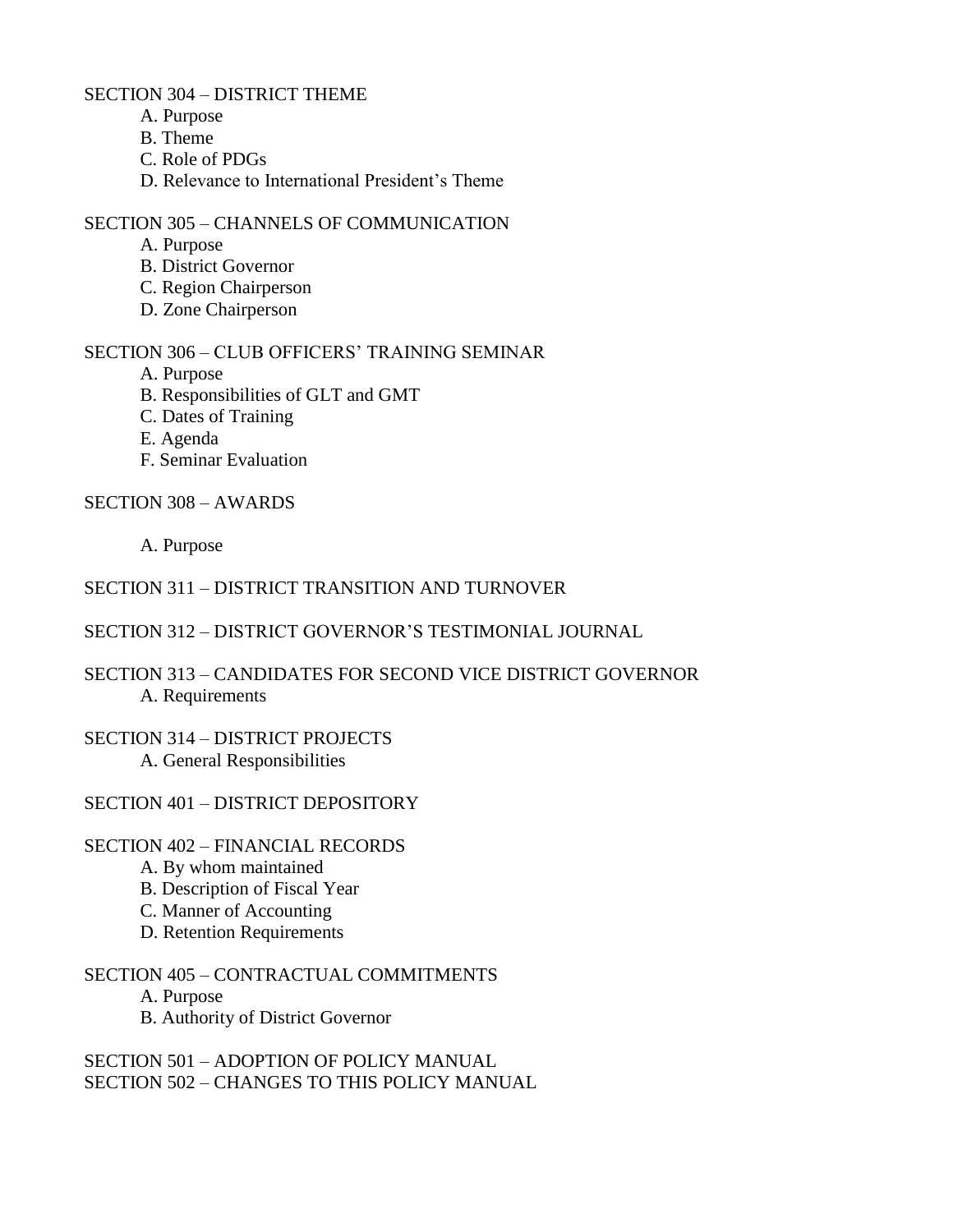SECTION 304 – DISTRICT THEME

- A. Purpose
- B. Theme
- C. Role of PDGs
- D. Relevance to International President's Theme

SECTION 305 – CHANNELS OF COMMUNICATION

- A. Purpose
- B. District Governor
- C. Region Chairperson
- D. Zone Chairperson

SECTION 306 – CLUB OFFICERS' TRAINING SEMINAR

- A. Purpose
- B. Responsibilities of GLT and GMT
- C. Dates of Training
- E. Agenda
- F. Seminar Evaluation

SECTION 308 – AWARDS

- A. Purpose

SECTION 311 – DISTRICT TRANSITION AND TURNOVER

SECTION 312 – DISTRICT GOVERNOR'S TESTIMONIAL JOURNAL

SECTION 313 – CANDIDATES FOR SECOND VICE DISTRICT GOVERNOR

- A. Requirements

SECTION 314 – DISTRICT PROJECTS

- A. General Responsibilities

SECTION 401 – DISTRICT DEPOSITORY

SECTION 402 – FINANCIAL RECORDS

- A. By whom maintained
- B. Description of Fiscal Year
- C. Manner of Accounting
- D. Retention Requirements

SECTION 405 – CONTRACTUAL COMMITMENTS

- A. Purpose
- B. Authority of District Governor

SECTION 501 – ADOPTION OF POLICY MANUAL

SECTION 502 – CHANGES TO THIS POLICY MANUAL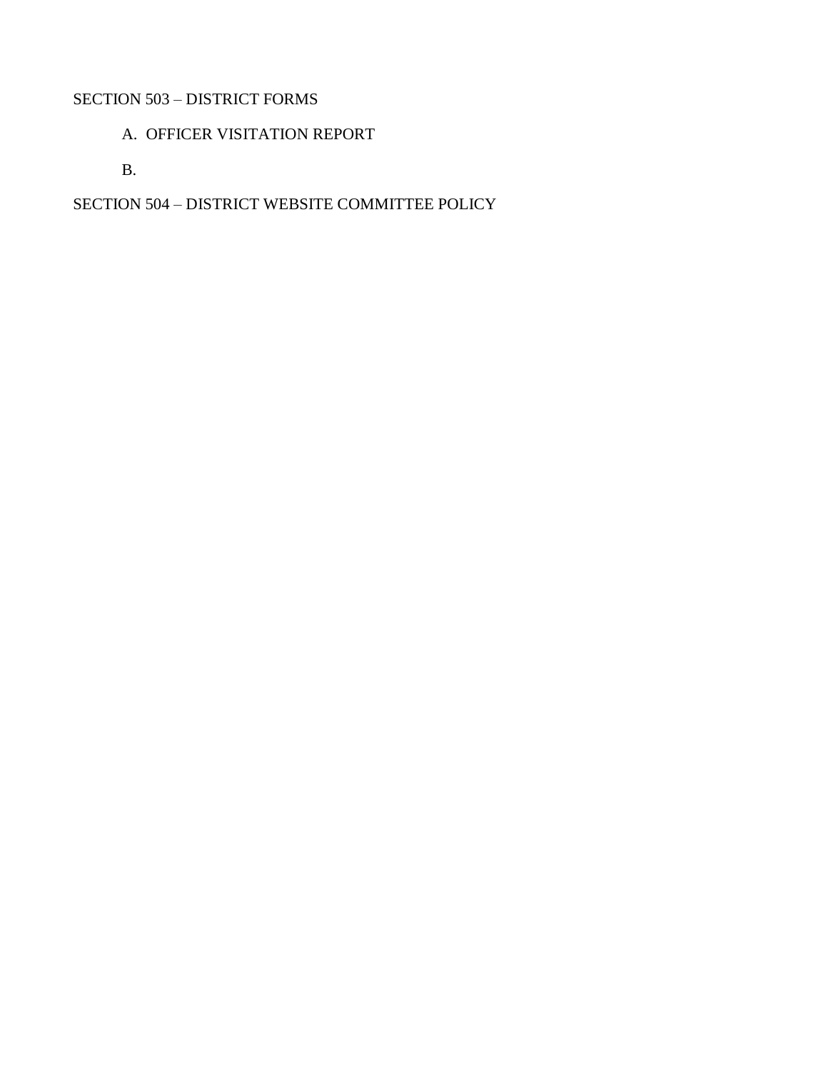SECTION 503 – DISTRICT FORMS

A. OFFICER VISITATION REPORT

B.

SECTION 504 – DISTRICT WEBSITE COMMITTEE POLICY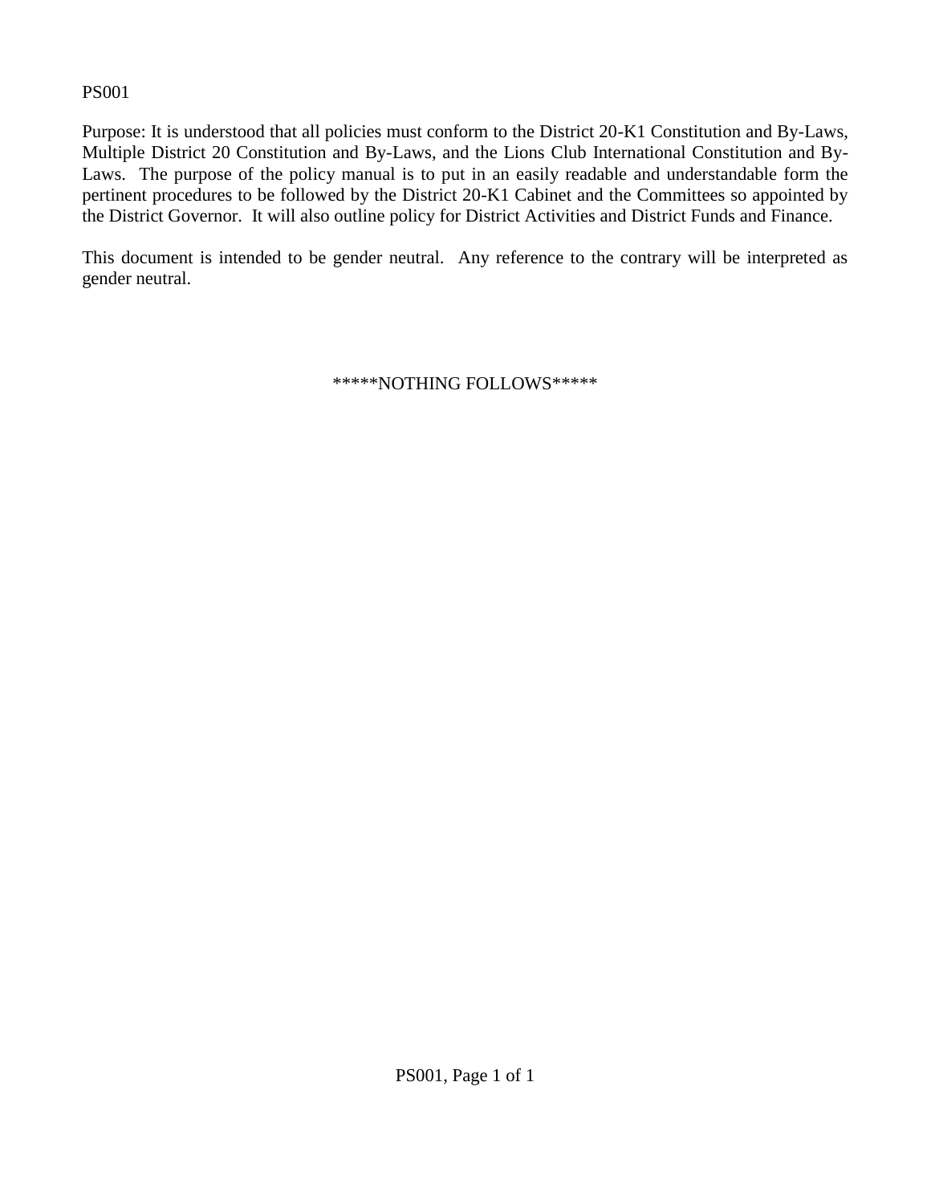PS001

Purpose: It is understood that all policies must conform to the District 20-K1 Constitution and By-Laws, Multiple District 20 Constitution and By-Laws, and the Lions Club International Constitution and By-Laws. The purpose of the policy manual is to put in an easily readable and understandable form the pertinent procedures to be followed by the District 20-K1 Cabinet and the Committees so appointed by the District Governor. It will also outline policy for District Activities and District Funds and Finance.

This document is intended to be gender neutral. Any reference to the contrary will be interpreted as gender neutral.

*****NOTHING FOLLOWS*****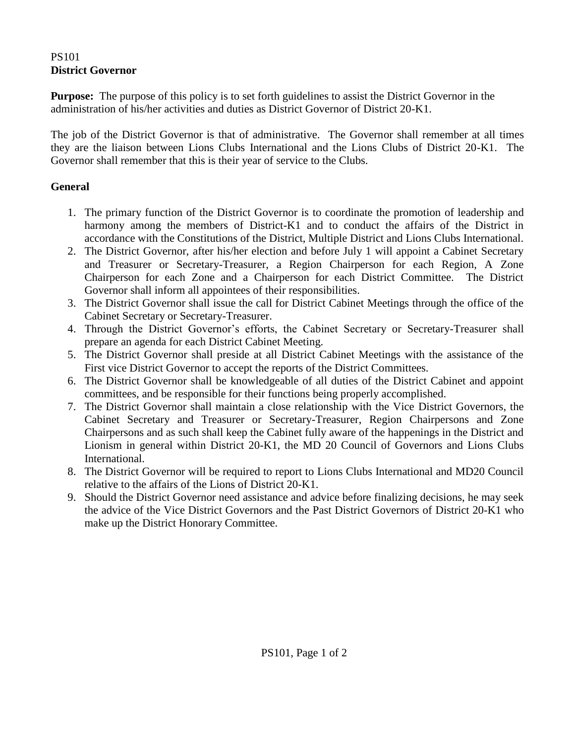PS101
**District Governor**

**Purpose:** The purpose of this policy is to set forth guidelines to assist the District Governor in the administration of his/her activities and duties as District Governor of District 20-K1.

The job of the District Governor is that of administrative. The Governor shall remember at all times they are the liaison between Lions Clubs International and the Lions Clubs of District 20-K1. The Governor shall remember that this is their year of service to the Clubs.

**General**

1. The primary function of the District Governor is to coordinate the promotion of leadership and harmony among the members of District-K1 and to conduct the affairs of the District in accordance with the Constitutions of the District, Multiple District and Lions Clubs International.
2. The District Governor, after his/her election and before July 1 will appoint a Cabinet Secretary and Treasurer or Secretary-Treasurer, a Region Chairperson for each Region, A Zone Chairperson for each Zone and a Chairperson for each District Committee. The District Governor shall inform all appointees of their responsibilities.
3. The District Governor shall issue the call for District Cabinet Meetings through the office of the Cabinet Secretary or Secretary-Treasurer.
4. Through the District Governor's efforts, the Cabinet Secretary or Secretary-Treasurer shall prepare an agenda for each District Cabinet Meeting.
5. The District Governor shall preside at all District Cabinet Meetings with the assistance of the First vice District Governor to accept the reports of the District Committees.
6. The District Governor shall be knowledgeable of all duties of the District Cabinet and appoint committees, and be responsible for their functions being properly accomplished.
7. The District Governor shall maintain a close relationship with the Vice District Governors, the Cabinet Secretary and Treasurer or Secretary-Treasurer, Region Chairpersons and Zone Chairpersons and as such shall keep the Cabinet fully aware of the happenings in the District and Lionism in general within District 20-K1, the MD 20 Council of Governors and Lions Clubs International.
8. The District Governor will be required to report to Lions Clubs International and MD20 Council relative to the affairs of the Lions of District 20-K1.
9. Should the District Governor need assistance and advice before finalizing decisions, he may seek the advice of the Vice District Governors and the Past District Governors of District 20-K1 who make up the District Honorary Committee.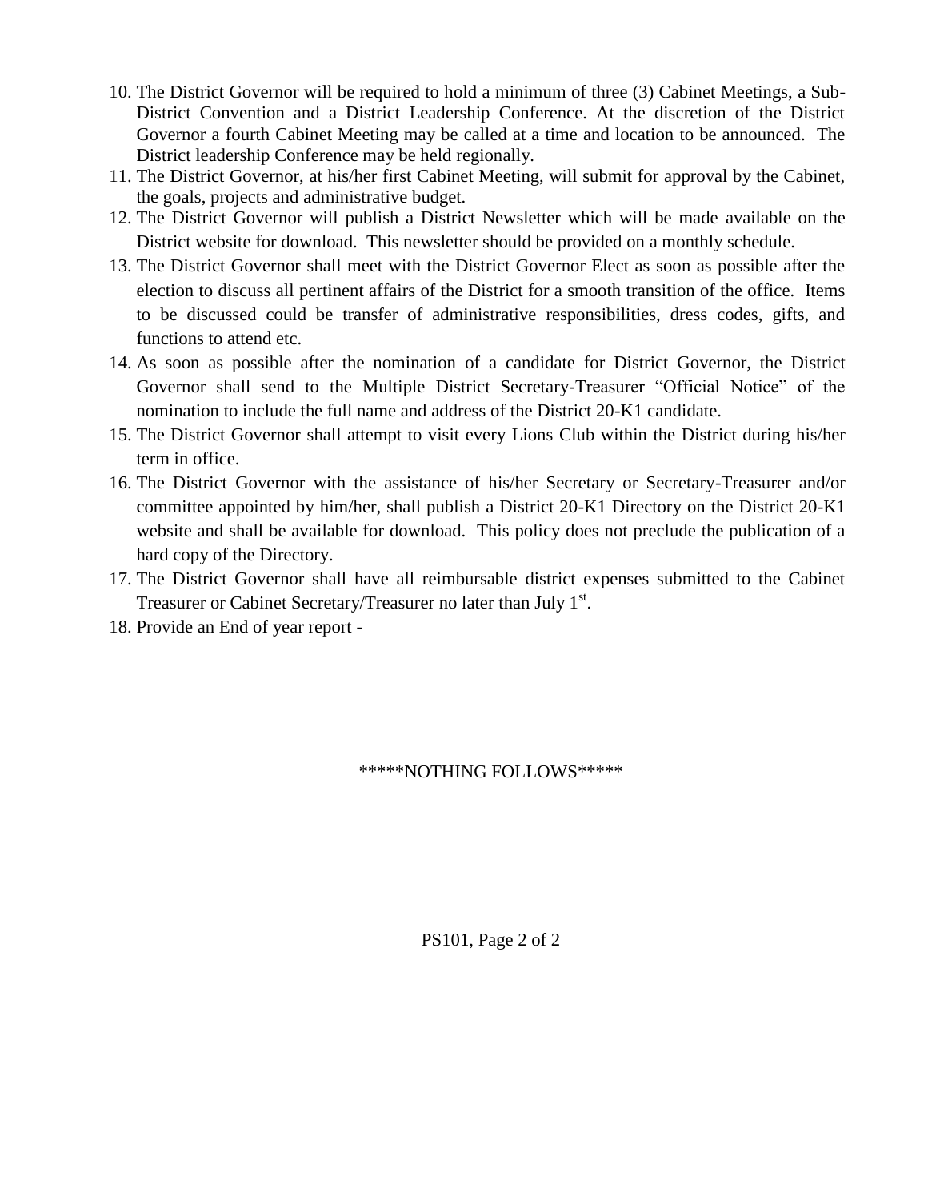10. The District Governor will be required to hold a minimum of three (3) Cabinet Meetings, a Sub-District Convention and a District Leadership Conference. At the discretion of the District Governor a fourth Cabinet Meeting may be called at a time and location to be announced. The District leadership Conference may be held regionally.
11. The District Governor, at his/her first Cabinet Meeting, will submit for approval by the Cabinet, the goals, projects and administrative budget.
12. The District Governor will publish a District Newsletter which will be made available on the District website for download. This newsletter should be provided on a monthly schedule.
13. The District Governor shall meet with the District Governor Elect as soon as possible after the election to discuss all pertinent affairs of the District for a smooth transition of the office. Items to be discussed could be transfer of administrative responsibilities, dress codes, gifts, and functions to attend etc.
14. As soon as possible after the nomination of a candidate for District Governor, the District Governor shall send to the Multiple District Secretary-Treasurer "Official Notice" of the nomination to include the full name and address of the District 20-K1 candidate.
15. The District Governor shall attempt to visit every Lions Club within the District during his/her term in office.
16. The District Governor with the assistance of his/her Secretary or Secretary-Treasurer and/or committee appointed by him/her, shall publish a District 20-K1 Directory on the District 20-K1 website and shall be available for download. This policy does not preclude the publication of a hard copy of the Directory.
17. The District Governor shall have all reimbursable district expenses submitted to the Cabinet Treasurer or Cabinet Secretary/Treasurer no later than July 1st.
18. Provide an End of year report -

*****NOTHING FOLLOWS*****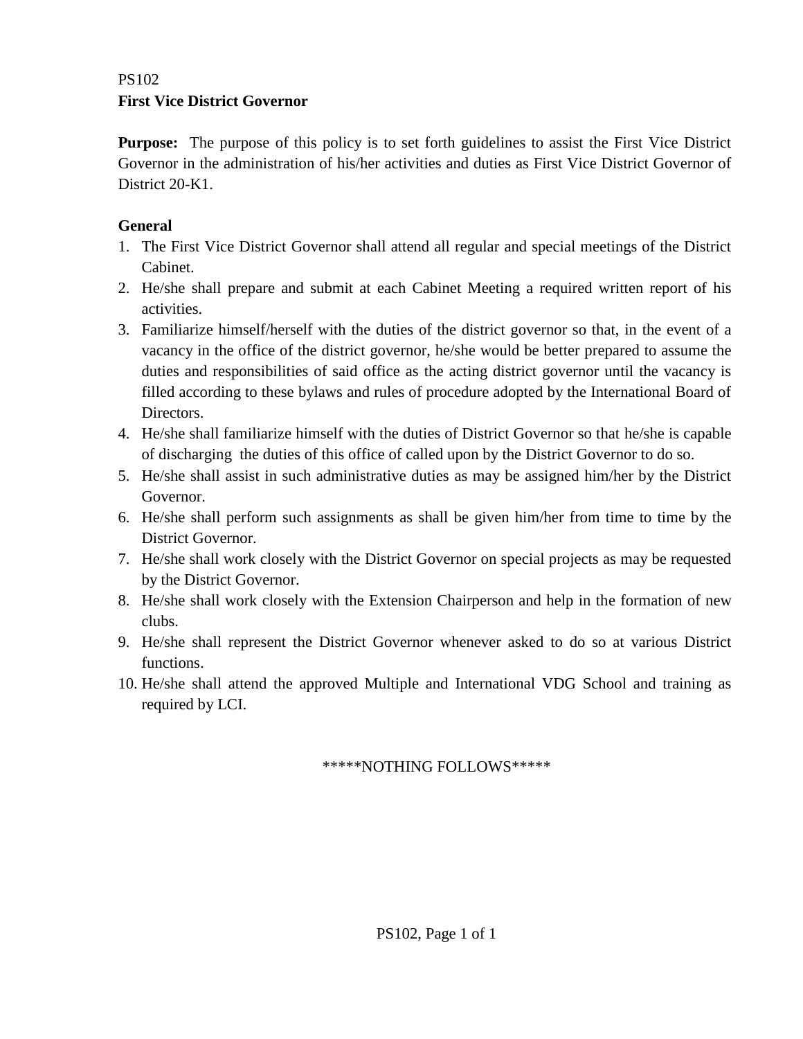PS102

**First Vice District Governor**

**Purpose:** The purpose of this policy is to set forth guidelines to assist the First Vice District Governor in the administration of his/her activities and duties as First Vice District Governor of District 20-K1.

**General**

1. The First Vice District Governor shall attend all regular and special meetings of the District Cabinet.
2. He/she shall prepare and submit at each Cabinet Meeting a required written report of his activities.
3. Familiarize himself/herself with the duties of the district governor so that, in the event of a vacancy in the office of the district governor, he/she would be better prepared to assume the duties and responsibilities of said office as the acting district governor until the vacancy is filled according to these bylaws and rules of procedure adopted by the International Board of Directors.
4. He/she shall familiarize himself with the duties of District Governor so that he/she is capable of discharging the duties of this office of called upon by the District Governor to do so.
5. He/she shall assist in such administrative duties as may be assigned him/her by the District Governor.
6. He/she shall perform such assignments as shall be given him/her from time to time by the District Governor.
7. He/she shall work closely with the District Governor on special projects as may be requested by the District Governor.
8. He/she shall work closely with the Extension Chairperson and help in the formation of new clubs.
9. He/she shall represent the District Governor whenever asked to do so at various District functions.
10. He/she shall attend the approved Multiple and International VDG School and training as required by LCI.

*****NOTHING FOLLOWS*****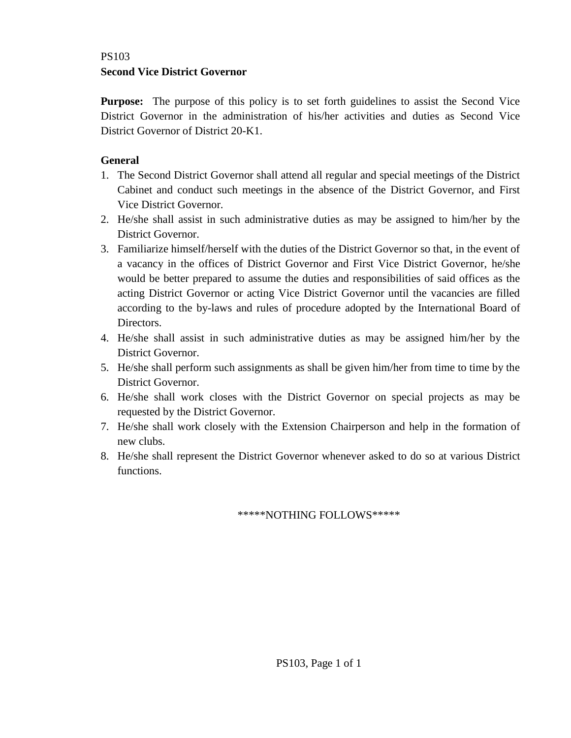PS103

**Second Vice District Governor**

**Purpose:** The purpose of this policy is to set forth guidelines to assist the Second Vice District Governor in the administration of his/her activities and duties as Second Vice District Governor of District 20-K1.

**General**

1. The Second District Governor shall attend all regular and special meetings of the District Cabinet and conduct such meetings in the absence of the District Governor, and First Vice District Governor.
2. He/she shall assist in such administrative duties as may be assigned to him/her by the District Governor.
3. Familiarize himself/herself with the duties of the District Governor so that, in the event of a vacancy in the offices of District Governor and First Vice District Governor, he/she would be better prepared to assume the duties and responsibilities of said offices as the acting District Governor or acting Vice District Governor until the vacancies are filled according to the by-laws and rules of procedure adopted by the International Board of Directors.
4. He/she shall assist in such administrative duties as may be assigned him/her by the District Governor.
5. He/she shall perform such assignments as shall be given him/her from time to time by the District Governor.
6. He/she shall work closes with the District Governor on special projects as may be requested by the District Governor.
7. He/she shall work closely with the Extension Chairperson and help in the formation of new clubs.
8. He/she shall represent the District Governor whenever asked to do so at various District functions.

*****NOTHING FOLLOWS*****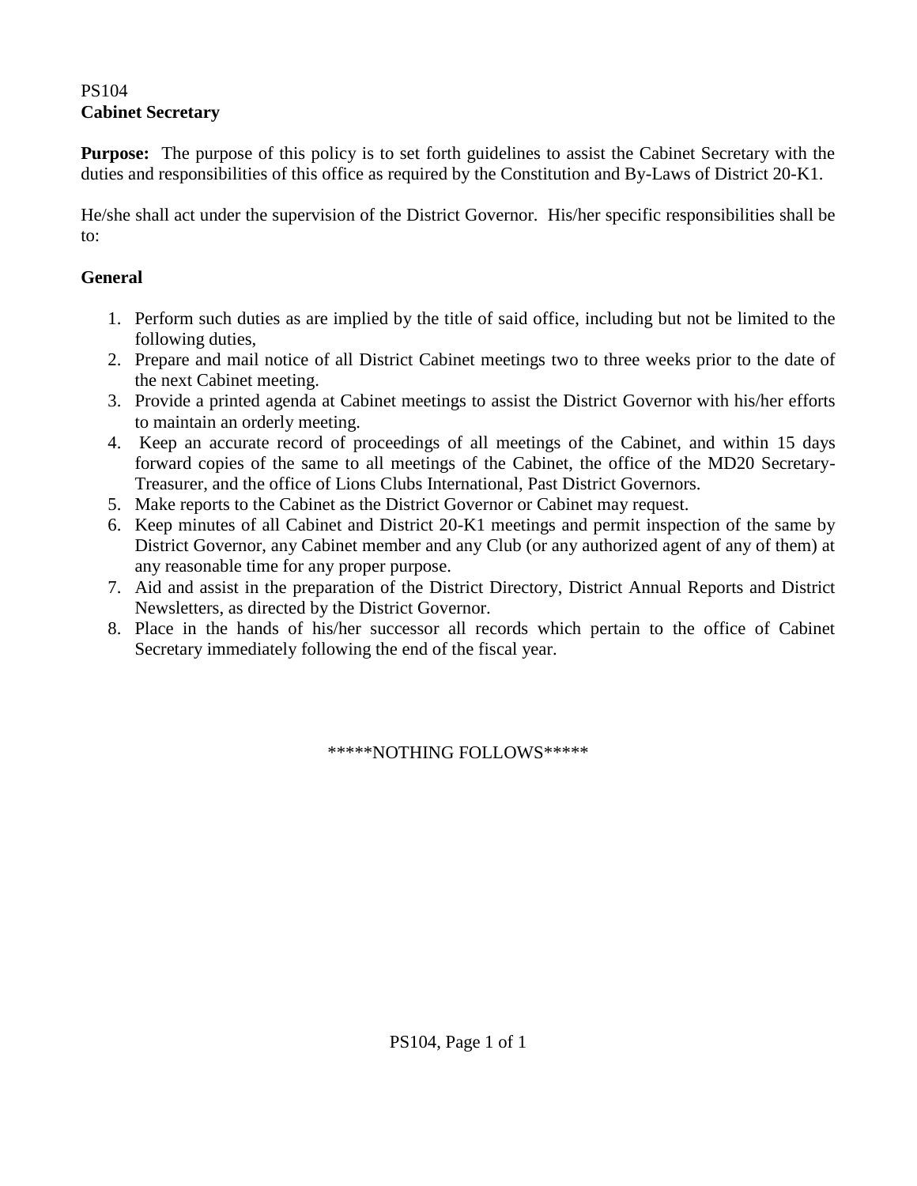PS104
**Cabinet Secretary**

**Purpose:** The purpose of this policy is to set forth guidelines to assist the Cabinet Secretary with the duties and responsibilities of this office as required by the Constitution and By-Laws of District 20-K1.

He/she shall act under the supervision of the District Governor. His/her specific responsibilities shall be to:

**General**

1. Perform such duties as are implied by the title of said office, including but not be limited to the following duties,
2. Prepare and mail notice of all District Cabinet meetings two to three weeks prior to the date of the next Cabinet meeting.
3. Provide a printed agenda at Cabinet meetings to assist the District Governor with his/her efforts to maintain an orderly meeting.
4. Keep an accurate record of proceedings of all meetings of the Cabinet, and within 15 days forward copies of the same to all meetings of the Cabinet, the office of the MD20 Secretary-Treasurer, and the office of Lions Clubs International, Past District Governors.
5. Make reports to the Cabinet as the District Governor or Cabinet may request.
6. Keep minutes of all Cabinet and District 20-K1 meetings and permit inspection of the same by District Governor, any Cabinet member and any Club (or any authorized agent of any of them) at any reasonable time for any proper purpose.
7. Aid and assist in the preparation of the District Directory, District Annual Reports and District Newsletters, as directed by the District Governor.
8. Place in the hands of his/her successor all records which pertain to the office of Cabinet Secretary immediately following the end of the fiscal year.

*****NOTHING FOLLOWS*****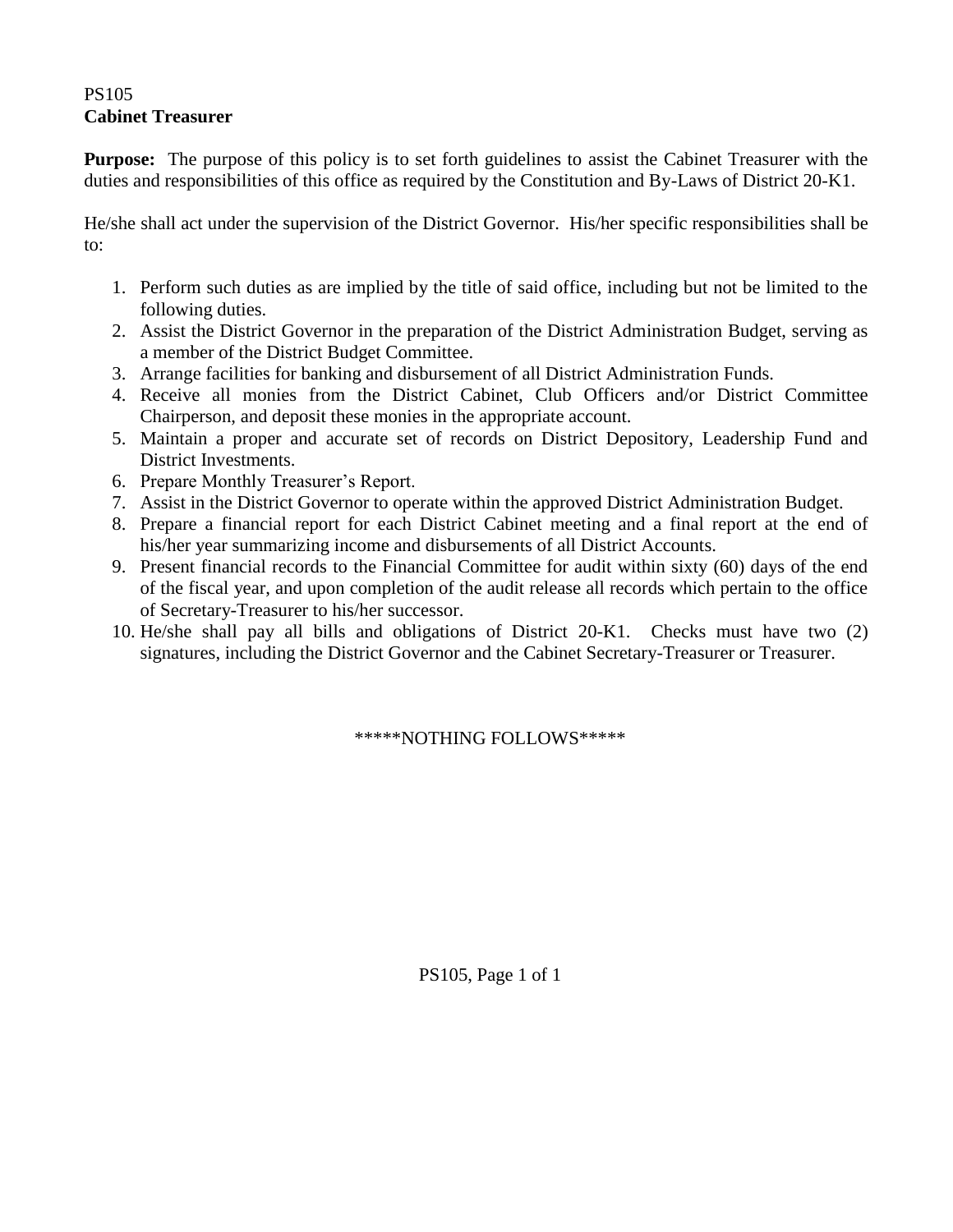PS105
**Cabinet Treasurer**

**Purpose:** The purpose of this policy is to set forth guidelines to assist the Cabinet Treasurer with the duties and responsibilities of this office as required by the Constitution and By-Laws of District 20-K1.

He/she shall act under the supervision of the District Governor. His/her specific responsibilities shall be to:

1. Perform such duties as are implied by the title of said office, including but not be limited to the following duties.
2. Assist the District Governor in the preparation of the District Administration Budget, serving as a member of the District Budget Committee.
3. Arrange facilities for banking and disbursement of all District Administration Funds.
4. Receive all monies from the District Cabinet, Club Officers and/or District Committee Chairperson, and deposit these monies in the appropriate account.
5. Maintain a proper and accurate set of records on District Depository, Leadership Fund and District Investments.
6. Prepare Monthly Treasurer's Report.
7. Assist in the District Governor to operate within the approved District Administration Budget.
8. Prepare a financial report for each District Cabinet meeting and a final report at the end of his/her year summarizing income and disbursements of all District Accounts.
9. Present financial records to the Financial Committee for audit within sixty (60) days of the end of the fiscal year, and upon completion of the audit release all records which pertain to the office of Secretary-Treasurer to his/her successor.
10. He/she shall pay all bills and obligations of District 20-K1. Checks must have two (2) signatures, including the District Governor and the Cabinet Secretary-Treasurer or Treasurer.

*****NOTHING FOLLOWS*****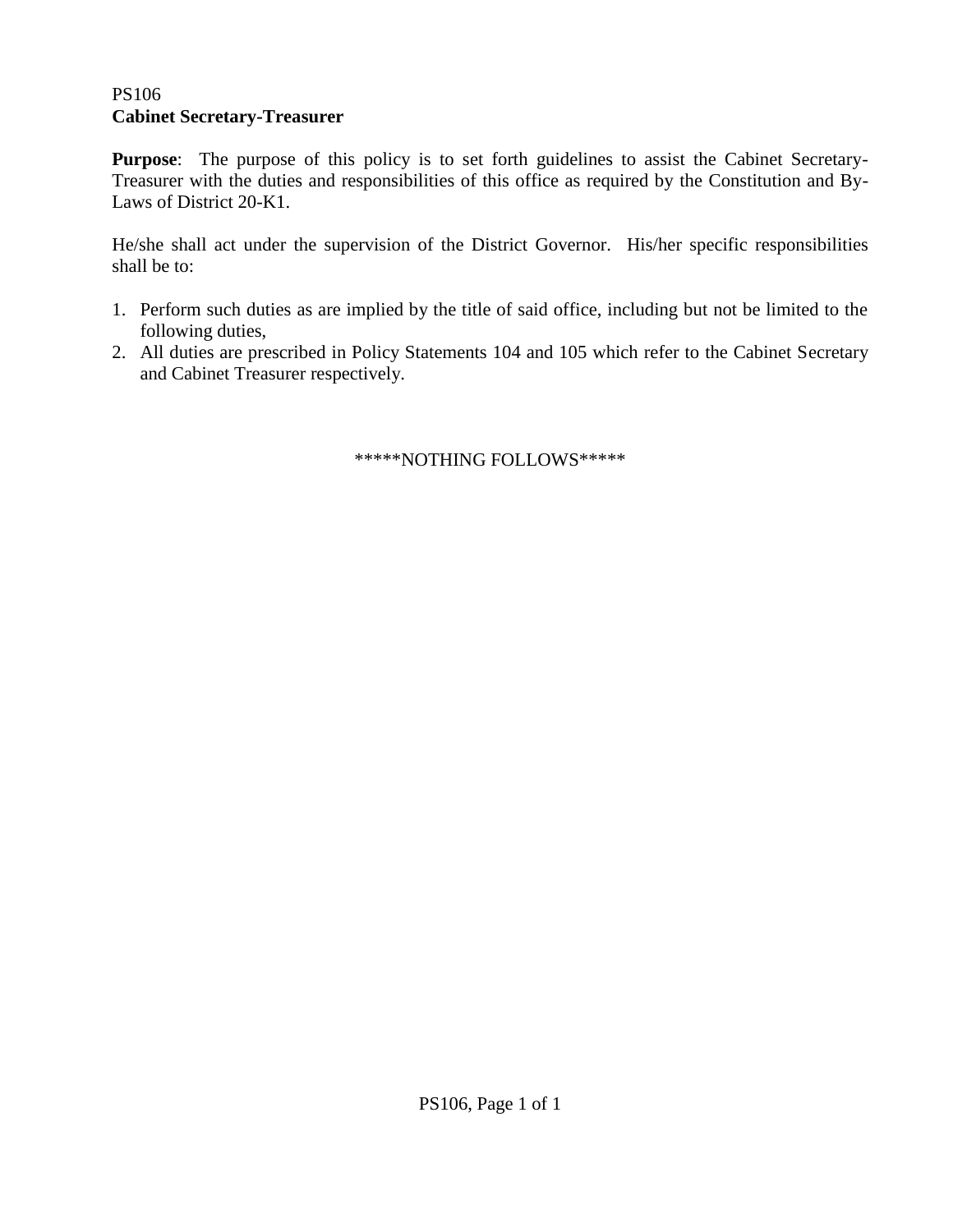PS106
**Cabinet Secretary-Treasurer**

**Purpose**: The purpose of this policy is to set forth guidelines to assist the Cabinet Secretary-Treasurer with the duties and responsibilities of this office as required by the Constitution and By-Laws of District 20-K1.

He/she shall act under the supervision of the District Governor. His/her specific responsibilities shall be to:

1. Perform such duties as are implied by the title of said office, including but not be limited to the following duties,
2. All duties are prescribed in Policy Statements 104 and 105 which refer to the Cabinet Secretary and Cabinet Treasurer respectively.

*****NOTHING FOLLOWS*****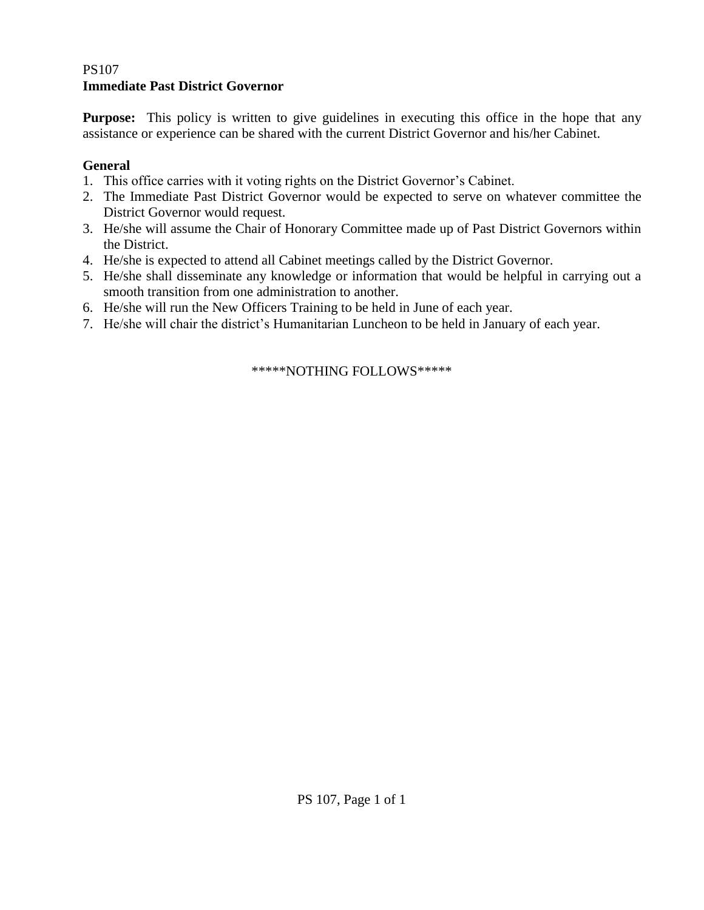PS107

**Immediate Past District Governor**

**Purpose:** This policy is written to give guidelines in executing this office in the hope that any assistance or experience can be shared with the current District Governor and his/her Cabinet.

**General**

1. This office carries with it voting rights on the District Governor's Cabinet.
2. The Immediate Past District Governor would be expected to serve on whatever committee the District Governor would request.
3. He/she will assume the Chair of Honorary Committee made up of Past District Governors within the District.
4. He/she is expected to attend all Cabinet meetings called by the District Governor.
5. He/she shall disseminate any knowledge or information that would be helpful in carrying out a smooth transition from one administration to another.
6. He/she will run the New Officers Training to be held in June of each year.
7. He/she will chair the district's Humanitarian Luncheon to be held in January of each year.

*****NOTHING FOLLOWS*****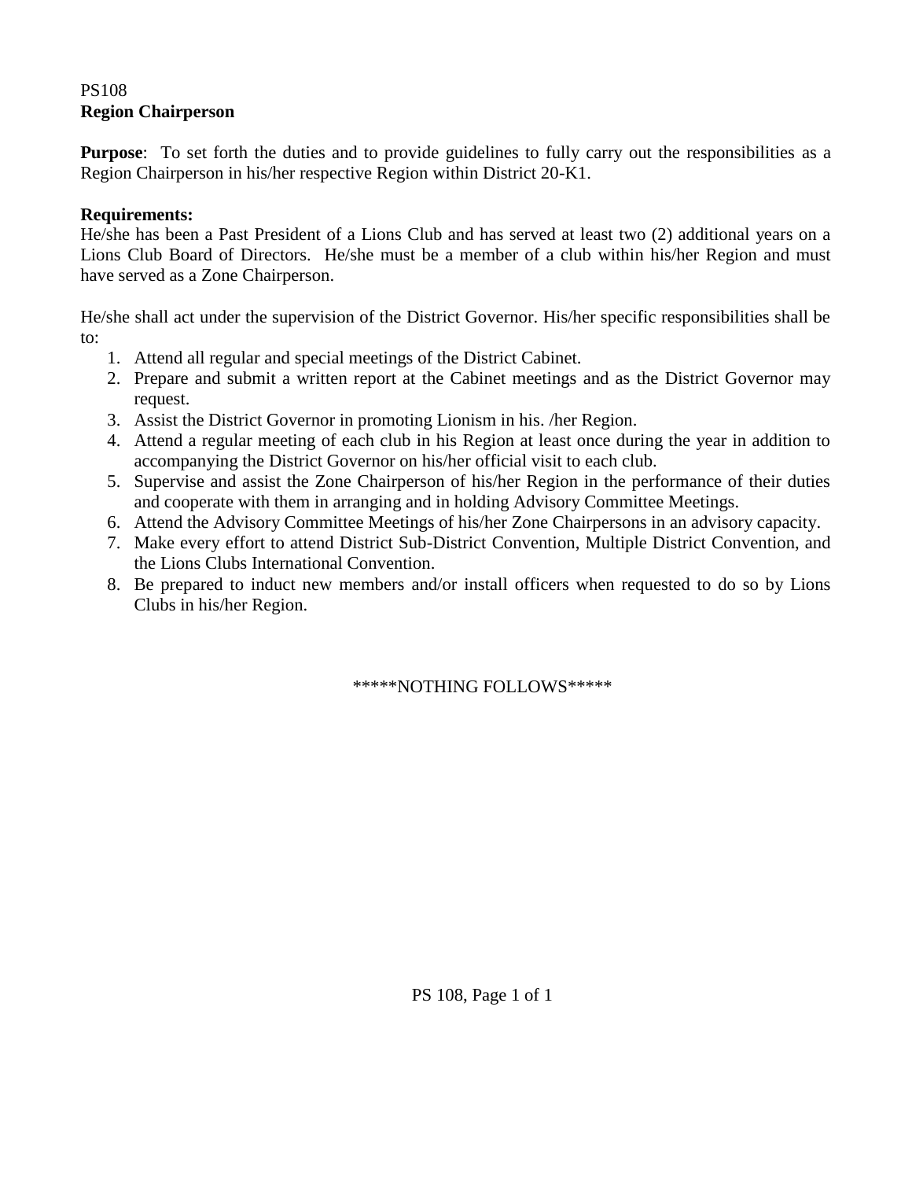PS108
**Region Chairperson**

**Purpose**: To set forth the duties and to provide guidelines to fully carry out the responsibilities as a Region Chairperson in his/her respective Region within District 20-K1.

**Requirements:**
He/she has been a Past President of a Lions Club and has served at least two (2) additional years on a Lions Club Board of Directors. He/she must be a member of a club within his/her Region and must have served as a Zone Chairperson.

He/she shall act under the supervision of the District Governor. His/her specific responsibilities shall be to:

1. Attend all regular and special meetings of the District Cabinet.
2. Prepare and submit a written report at the Cabinet meetings and as the District Governor may request.
3. Assist the District Governor in promoting Lionism in his. /her Region.
4. Attend a regular meeting of each club in his Region at least once during the year in addition to accompanying the District Governor on his/her official visit to each club.
5. Supervise and assist the Zone Chairperson of his/her Region in the performance of their duties and cooperate with them in arranging and in holding Advisory Committee Meetings.
6. Attend the Advisory Committee Meetings of his/her Zone Chairpersons in an advisory capacity.
7. Make every effort to attend District Sub-District Convention, Multiple District Convention, and the Lions Clubs International Convention.
8. Be prepared to induct new members and/or install officers when requested to do so by Lions Clubs in his/her Region.

*****NOTHING FOLLOWS*****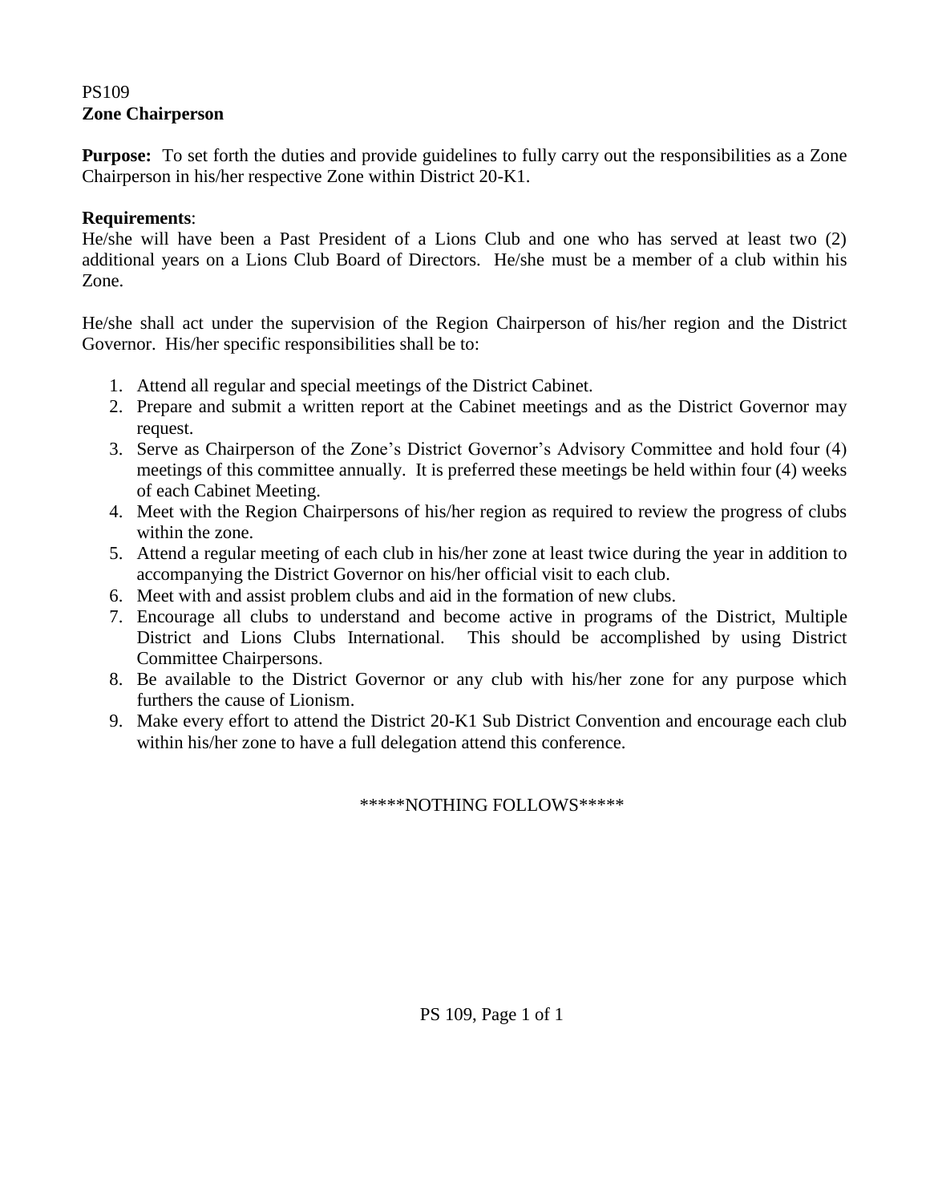PS109
**Zone Chairperson**

**Purpose:** To set forth the duties and provide guidelines to fully carry out the responsibilities as a Zone Chairperson in his/her respective Zone within District 20-K1.

**Requirements**:
He/she will have been a Past President of a Lions Club and one who has served at least two (2) additional years on a Lions Club Board of Directors. He/she must be a member of a club within his Zone.

He/she shall act under the supervision of the Region Chairperson of his/her region and the District Governor. His/her specific responsibilities shall be to:

1. Attend all regular and special meetings of the District Cabinet.
2. Prepare and submit a written report at the Cabinet meetings and as the District Governor may request.
3. Serve as Chairperson of the Zone's District Governor's Advisory Committee and hold four (4) meetings of this committee annually. It is preferred these meetings be held within four (4) weeks of each Cabinet Meeting.
4. Meet with the Region Chairpersons of his/her region as required to review the progress of clubs within the zone.
5. Attend a regular meeting of each club in his/her zone at least twice during the year in addition to accompanying the District Governor on his/her official visit to each club.
6. Meet with and assist problem clubs and aid in the formation of new clubs.
7. Encourage all clubs to understand and become active in programs of the District, Multiple District and Lions Clubs International. This should be accomplished by using District Committee Chairpersons.
8. Be available to the District Governor or any club with his/her zone for any purpose which furthers the cause of Lionism.
9. Make every effort to attend the District 20-K1 Sub District Convention and encourage each club within his/her zone to have a full delegation attend this conference.

*****NOTHING FOLLOWS*****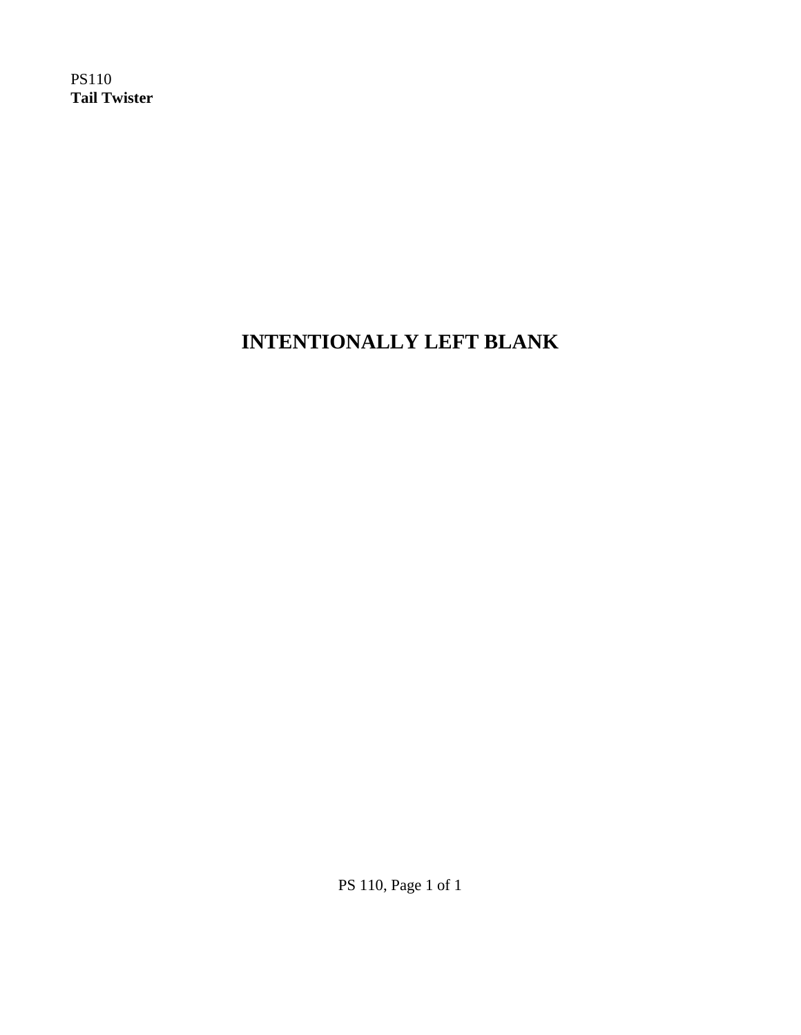PS110
**Tail Twister**

# INTENTIONALLY LEFT BLANK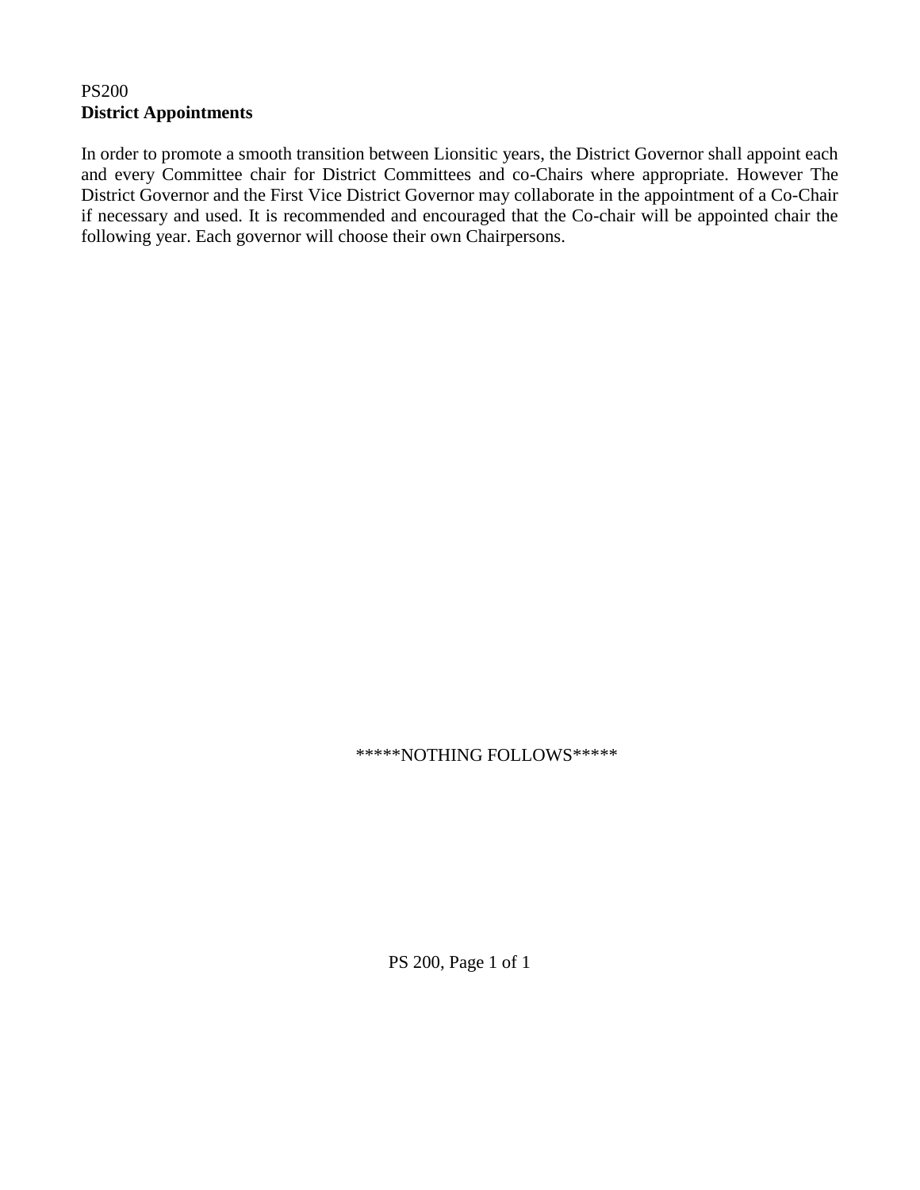PS200

**District Appointments**

In order to promote a smooth transition between Lionsitic years, the District Governor shall appoint each and every Committee chair for District Committees and co-Chairs where appropriate. However The District Governor and the First Vice District Governor may collaborate in the appointment of a Co-Chair if necessary and used. It is recommended and encouraged that the Co-chair will be appointed chair the following year. Each governor will choose their own Chairpersons.

*****NOTHING FOLLOWS*****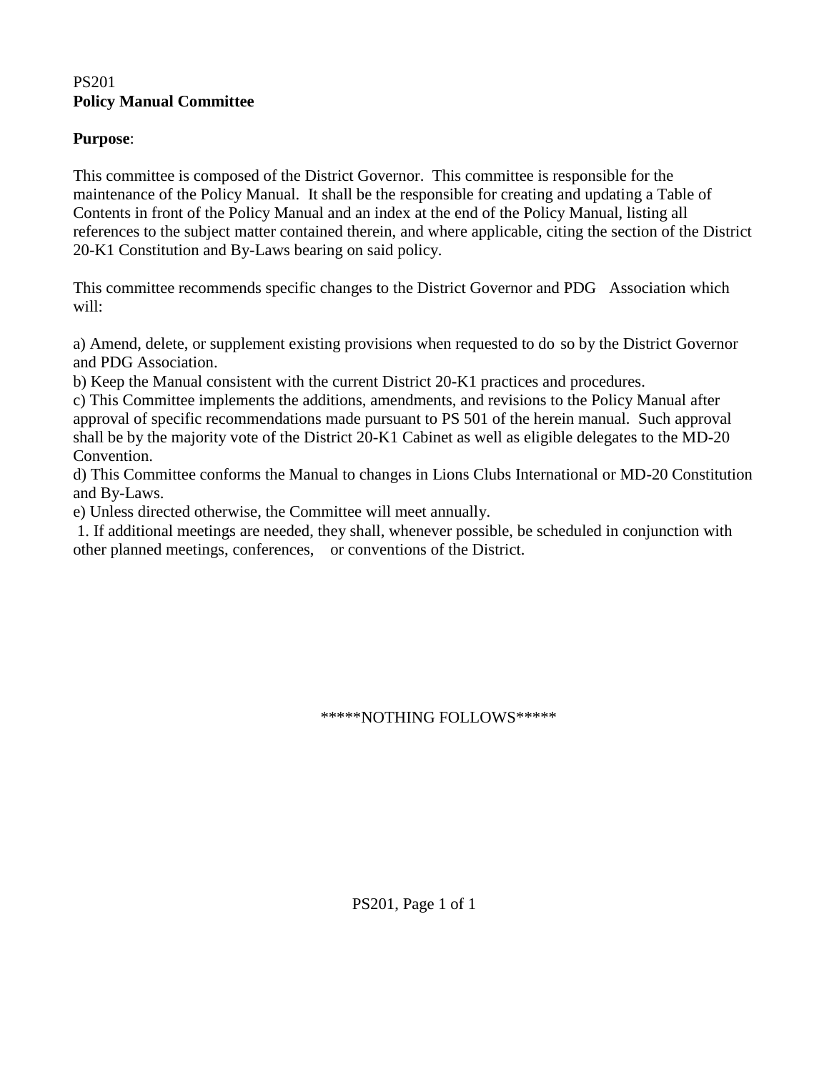PS201
**Policy Manual Committee**

**Purpose**:

This committee is composed of the District Governor.  This committee is responsible for the maintenance of the Policy Manual.  It shall be the responsible for creating and updating a Table of Contents in front of the Policy Manual and an index at the end of the Policy Manual, listing all references to the subject matter contained therein, and where applicable, citing the section of the District 20-K1 Constitution and By-Laws bearing on said policy.

This committee recommends specific changes to the District Governor and PDG   Association which will:

a) Amend, delete, or supplement existing provisions when requested to do so by the District Governor and PDG Association.
b) Keep the Manual consistent with the current District 20-K1 practices and procedures.
c) This Committee implements the additions, amendments, and revisions to the Policy Manual after approval of specific recommendations made pursuant to PS 501 of the herein manual.  Such approval shall be by the majority vote of the District 20-K1 Cabinet as well as eligible delegates to the MD-20 Convention.
d) This Committee conforms the Manual to changes in Lions Clubs International or MD-20 Constitution and By-Laws.
e) Unless directed otherwise, the Committee will meet annually.
 1. If additional meetings are needed, they shall, whenever possible, be scheduled in conjunction with other planned meetings, conferences,    or conventions of the District.

*****NOTHING FOLLOWS*****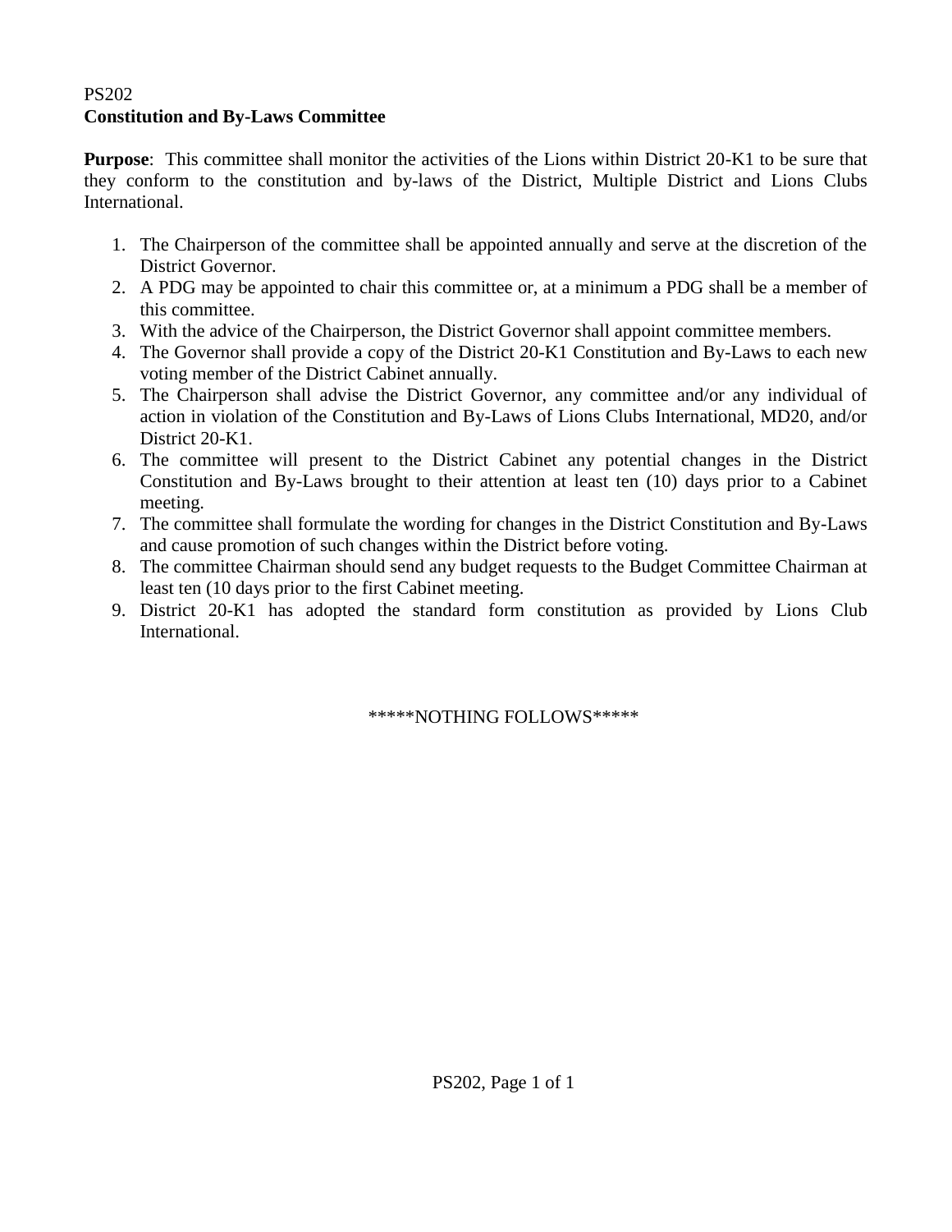PS202

**Constitution and By-Laws Committee**

**Purpose**: This committee shall monitor the activities of the Lions within District 20-K1 to be sure that they conform to the constitution and by-laws of the District, Multiple District and Lions Clubs International.

1. The Chairperson of the committee shall be appointed annually and serve at the discretion of the District Governor.
2. A PDG may be appointed to chair this committee or, at a minimum a PDG shall be a member of this committee.
3. With the advice of the Chairperson, the District Governor shall appoint committee members.
4. The Governor shall provide a copy of the District 20-K1 Constitution and By-Laws to each new voting member of the District Cabinet annually.
5. The Chairperson shall advise the District Governor, any committee and/or any individual of action in violation of the Constitution and By-Laws of Lions Clubs International, MD20, and/or District 20-K1.
6. The committee will present to the District Cabinet any potential changes in the District Constitution and By-Laws brought to their attention at least ten (10) days prior to a Cabinet meeting.
7. The committee shall formulate the wording for changes in the District Constitution and By-Laws and cause promotion of such changes within the District before voting.
8. The committee Chairman should send any budget requests to the Budget Committee Chairman at least ten (10 days prior to the first Cabinet meeting.
9. District 20-K1 has adopted the standard form constitution as provided by Lions Club International.

*****NOTHING FOLLOWS*****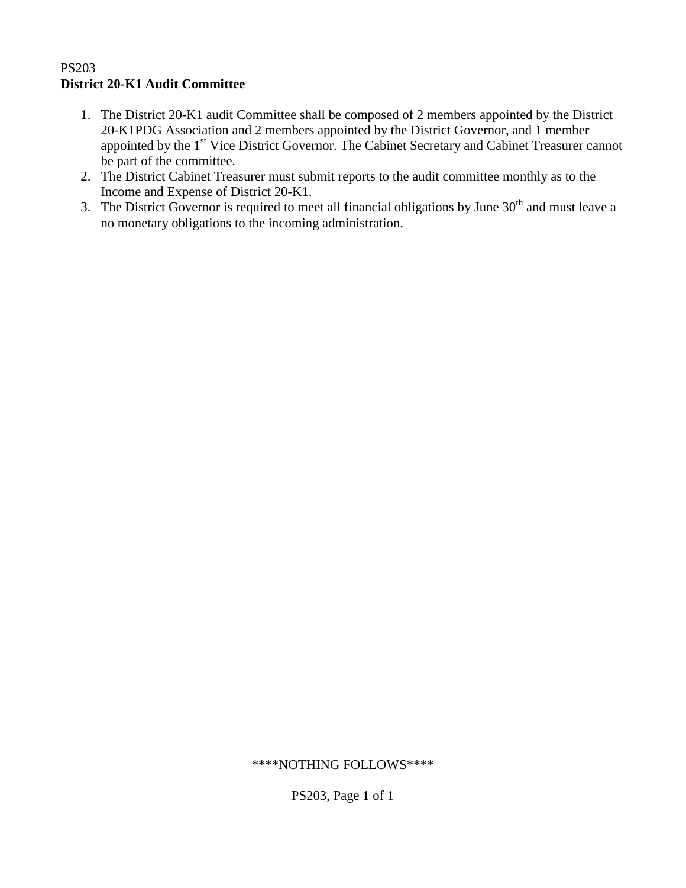PS203

**District 20-K1 Audit Committee**

1. The District 20-K1 audit Committee shall be composed of 2 members appointed by the District 20-K1PDG Association and 2 members appointed by the District Governor, and 1 member appointed by the 1st Vice District Governor. The Cabinet Secretary and Cabinet Treasurer cannot be part of the committee.
2. The District Cabinet Treasurer must submit reports to the audit committee monthly as to the Income and Expense of District 20-K1.
3. The District Governor is required to meet all financial obligations by June 30th and must leave a no monetary obligations to the incoming administration.

****NOTHING FOLLOWS****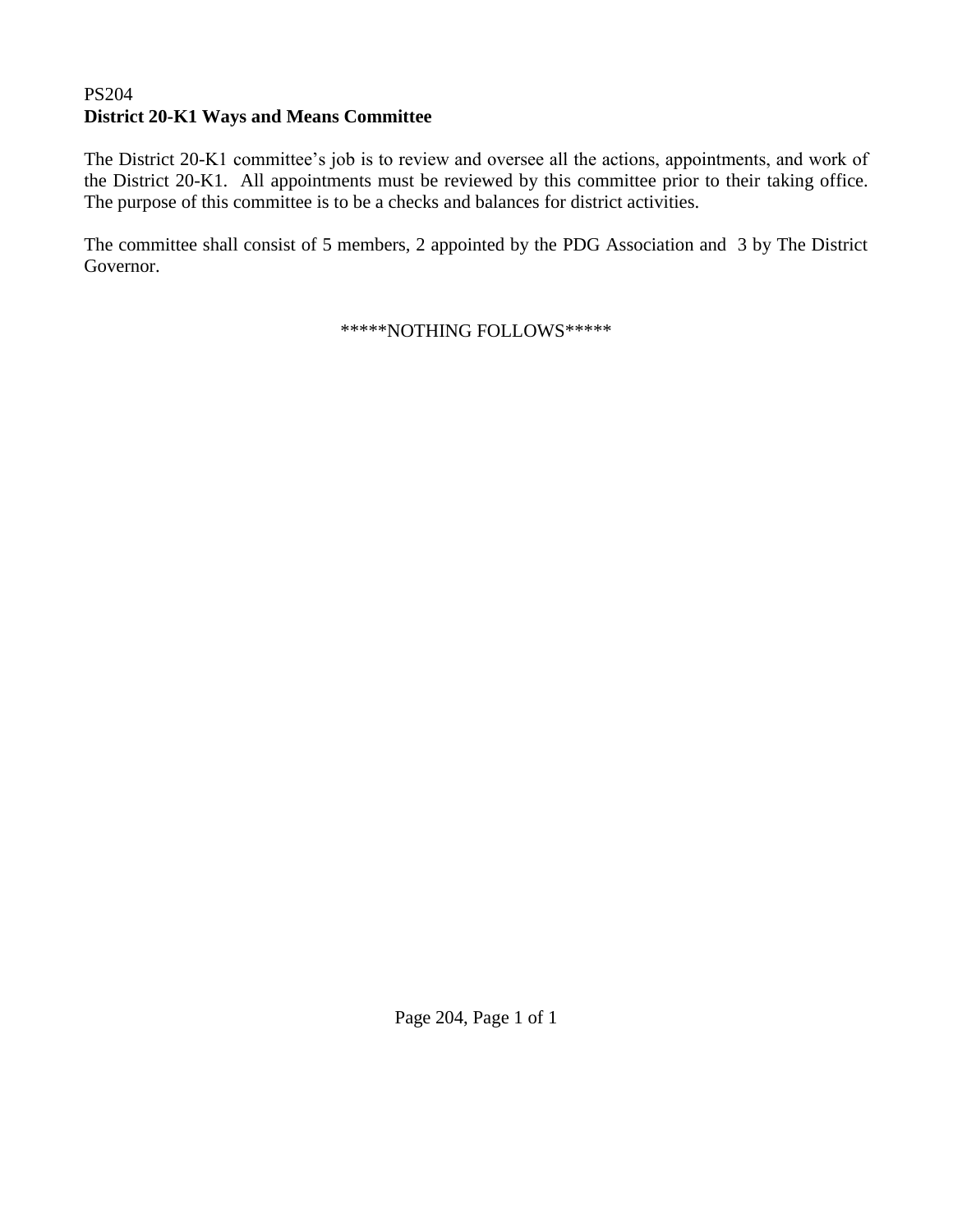PS204

**District 20-K1 Ways and Means Committee**

The District 20-K1 committee's job is to review and oversee all the actions, appointments, and work of the District 20-K1. All appointments must be reviewed by this committee prior to their taking office. The purpose of this committee is to be a checks and balances for district activities.

The committee shall consist of 5 members, 2 appointed by the PDG Association and 3 by The District Governor.

*****NOTHING FOLLOWS*****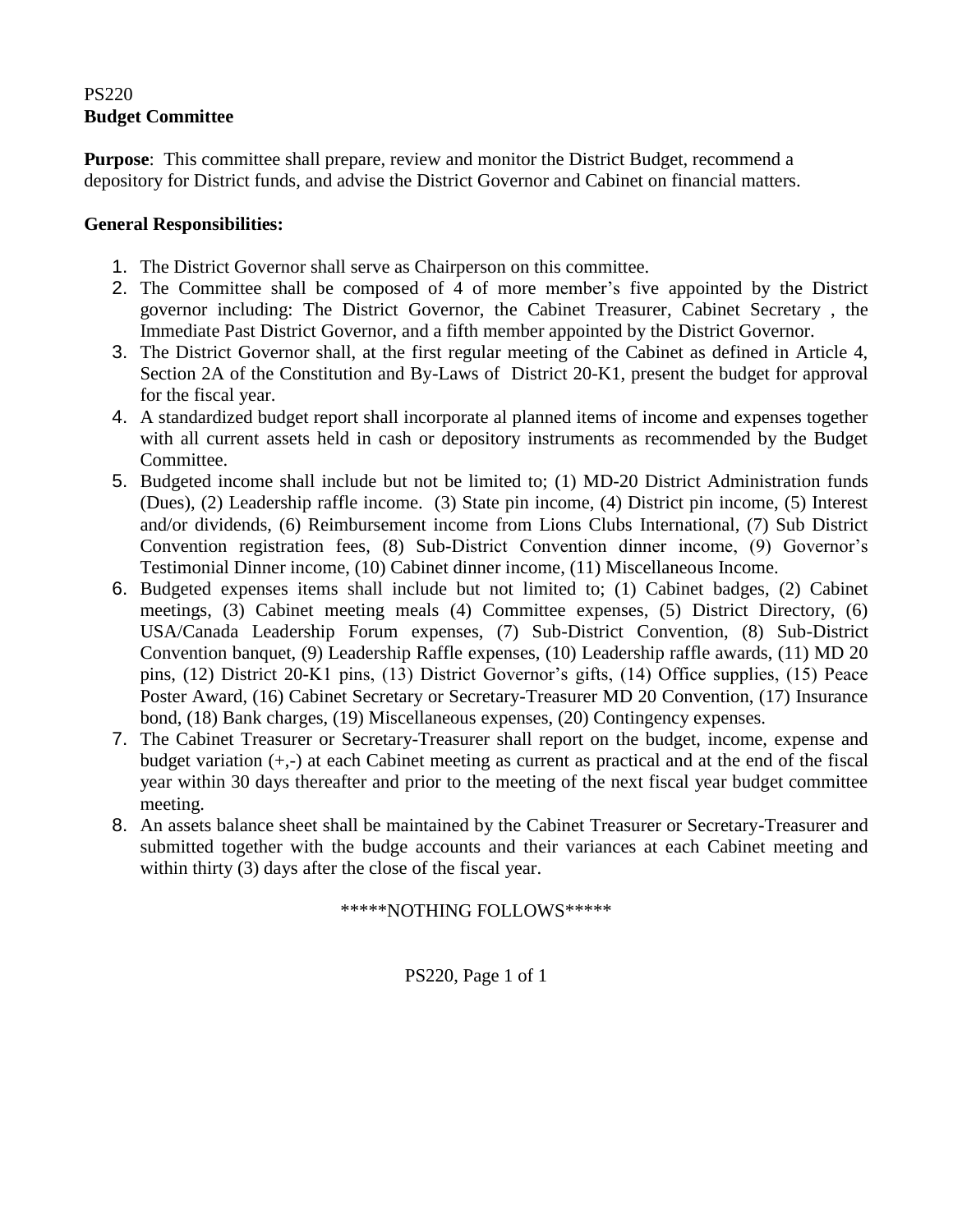PS220
**Budget Committee**

**Purpose**: This committee shall prepare, review and monitor the District Budget, recommend a depository for District funds, and advise the District Governor and Cabinet on financial matters.

**General Responsibilities:**

1. The District Governor shall serve as Chairperson on this committee.
2. The Committee shall be composed of 4 of more member's five appointed by the District governor including: The District Governor, the Cabinet Treasurer, Cabinet Secretary , the Immediate Past District Governor, and a fifth member appointed by the District Governor.
3. The District Governor shall, at the first regular meeting of the Cabinet as defined in Article 4, Section 2A of the Constitution and By-Laws of District 20-K1, present the budget for approval for the fiscal year.
4. A standardized budget report shall incorporate al planned items of income and expenses together with all current assets held in cash or depository instruments as recommended by the Budget Committee.
5. Budgeted income shall include but not be limited to; (1) MD-20 District Administration funds (Dues), (2) Leadership raffle income. (3) State pin income, (4) District pin income, (5) Interest and/or dividends, (6) Reimbursement income from Lions Clubs International, (7) Sub District Convention registration fees, (8) Sub-District Convention dinner income, (9) Governor's Testimonial Dinner income, (10) Cabinet dinner income, (11) Miscellaneous Income.
6. Budgeted expenses items shall include but not limited to; (1) Cabinet badges, (2) Cabinet meetings, (3) Cabinet meeting meals (4) Committee expenses, (5) District Directory, (6) USA/Canada Leadership Forum expenses, (7) Sub-District Convention, (8) Sub-District Convention banquet, (9) Leadership Raffle expenses, (10) Leadership raffle awards, (11) MD 20 pins, (12) District 20-K1 pins, (13) District Governor's gifts, (14) Office supplies, (15) Peace Poster Award, (16) Cabinet Secretary or Secretary-Treasurer MD 20 Convention, (17) Insurance bond, (18) Bank charges, (19) Miscellaneous expenses, (20) Contingency expenses.
7. The Cabinet Treasurer or Secretary-Treasurer shall report on the budget, income, expense and budget variation (+,-) at each Cabinet meeting as current as practical and at the end of the fiscal year within 30 days thereafter and prior to the meeting of the next fiscal year budget committee meeting.
8. An assets balance sheet shall be maintained by the Cabinet Treasurer or Secretary-Treasurer and submitted together with the budge accounts and their variances at each Cabinet meeting and within thirty (3) days after the close of the fiscal year.

*****NOTHING FOLLOWS*****

PS220, Page 1 of 1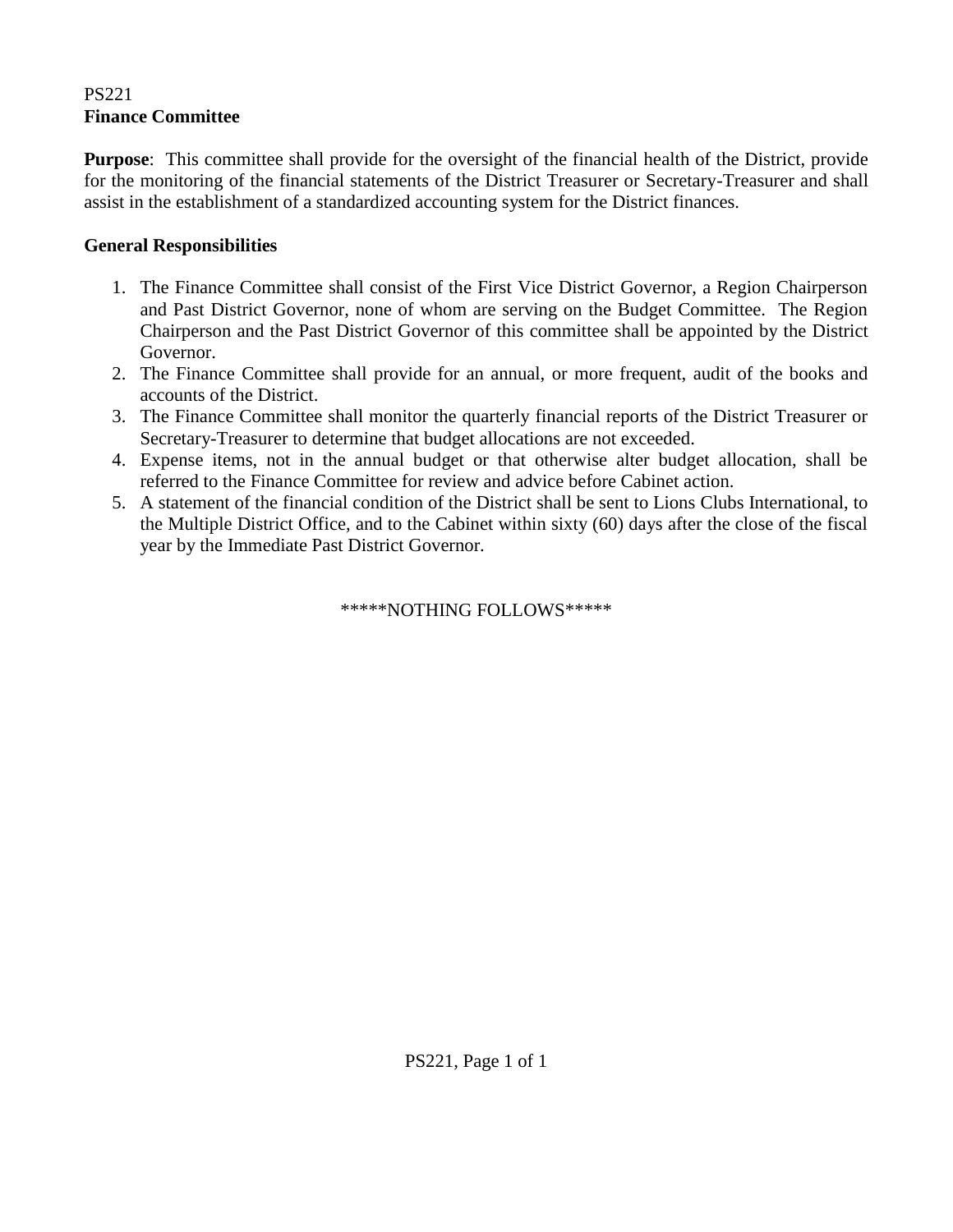PS221
**Finance Committee**

**Purpose**: This committee shall provide for the oversight of the financial health of the District, provide for the monitoring of the financial statements of the District Treasurer or Secretary-Treasurer and shall assist in the establishment of a standardized accounting system for the District finances.

**General Responsibilities**

1. The Finance Committee shall consist of the First Vice District Governor, a Region Chairperson and Past District Governor, none of whom are serving on the Budget Committee. The Region Chairperson and the Past District Governor of this committee shall be appointed by the District Governor.
2. The Finance Committee shall provide for an annual, or more frequent, audit of the books and accounts of the District.
3. The Finance Committee shall monitor the quarterly financial reports of the District Treasurer or Secretary-Treasurer to determine that budget allocations are not exceeded.
4. Expense items, not in the annual budget or that otherwise alter budget allocation, shall be referred to the Finance Committee for review and advice before Cabinet action.
5. A statement of the financial condition of the District shall be sent to Lions Clubs International, to the Multiple District Office, and to the Cabinet within sixty (60) days after the close of the fiscal year by the Immediate Past District Governor.

*****NOTHING FOLLOWS*****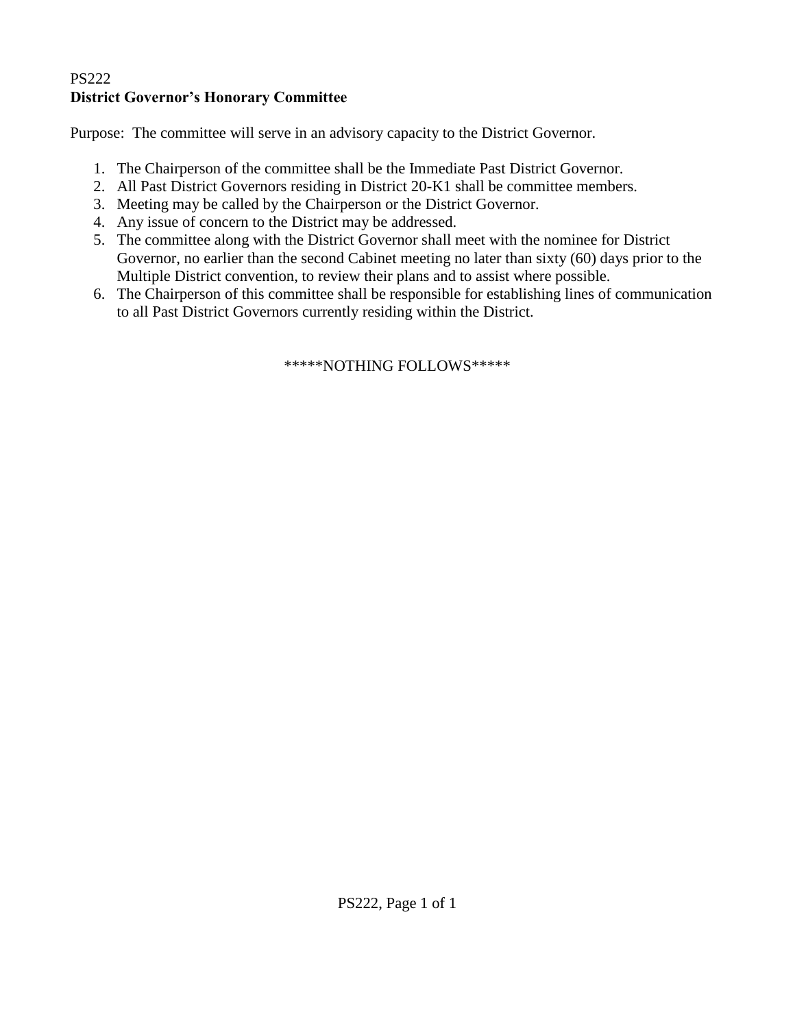PS222

**District Governor's Honorary Committee**

Purpose: The committee will serve in an advisory capacity to the District Governor.

1. The Chairperson of the committee shall be the Immediate Past District Governor.
2. All Past District Governors residing in District 20-K1 shall be committee members.
3. Meeting may be called by the Chairperson or the District Governor.
4. Any issue of concern to the District may be addressed.
5. The committee along with the District Governor shall meet with the nominee for District Governor, no earlier than the second Cabinet meeting no later than sixty (60) days prior to the Multiple District convention, to review their plans and to assist where possible.
6. The Chairperson of this committee shall be responsible for establishing lines of communication to all Past District Governors currently residing within the District.

*****NOTHING FOLLOWS*****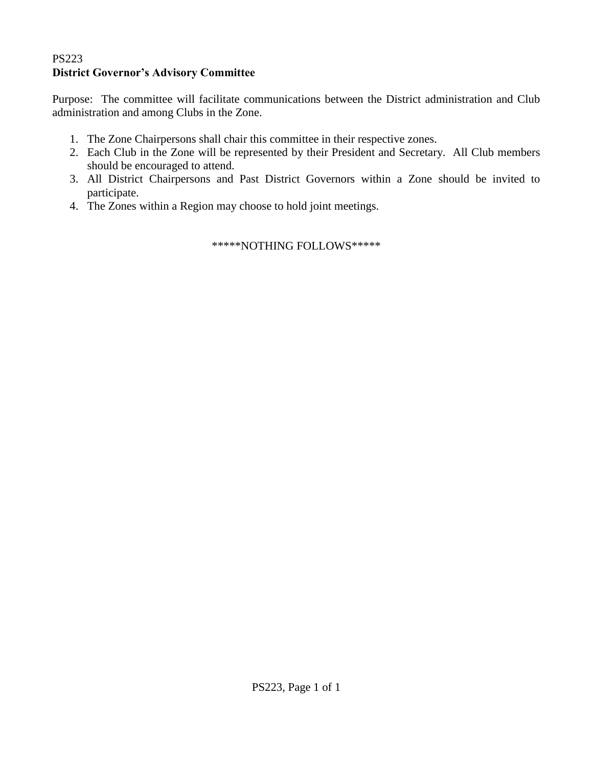PS223

**District Governor's Advisory Committee**

Purpose: The committee will facilitate communications between the District administration and Club administration and among Clubs in the Zone.

1. The Zone Chairpersons shall chair this committee in their respective zones.
2. Each Club in the Zone will be represented by their President and Secretary. All Club members should be encouraged to attend.
3. All District Chairpersons and Past District Governors within a Zone should be invited to participate.
4. The Zones within a Region may choose to hold joint meetings.

*****NOTHING FOLLOWS*****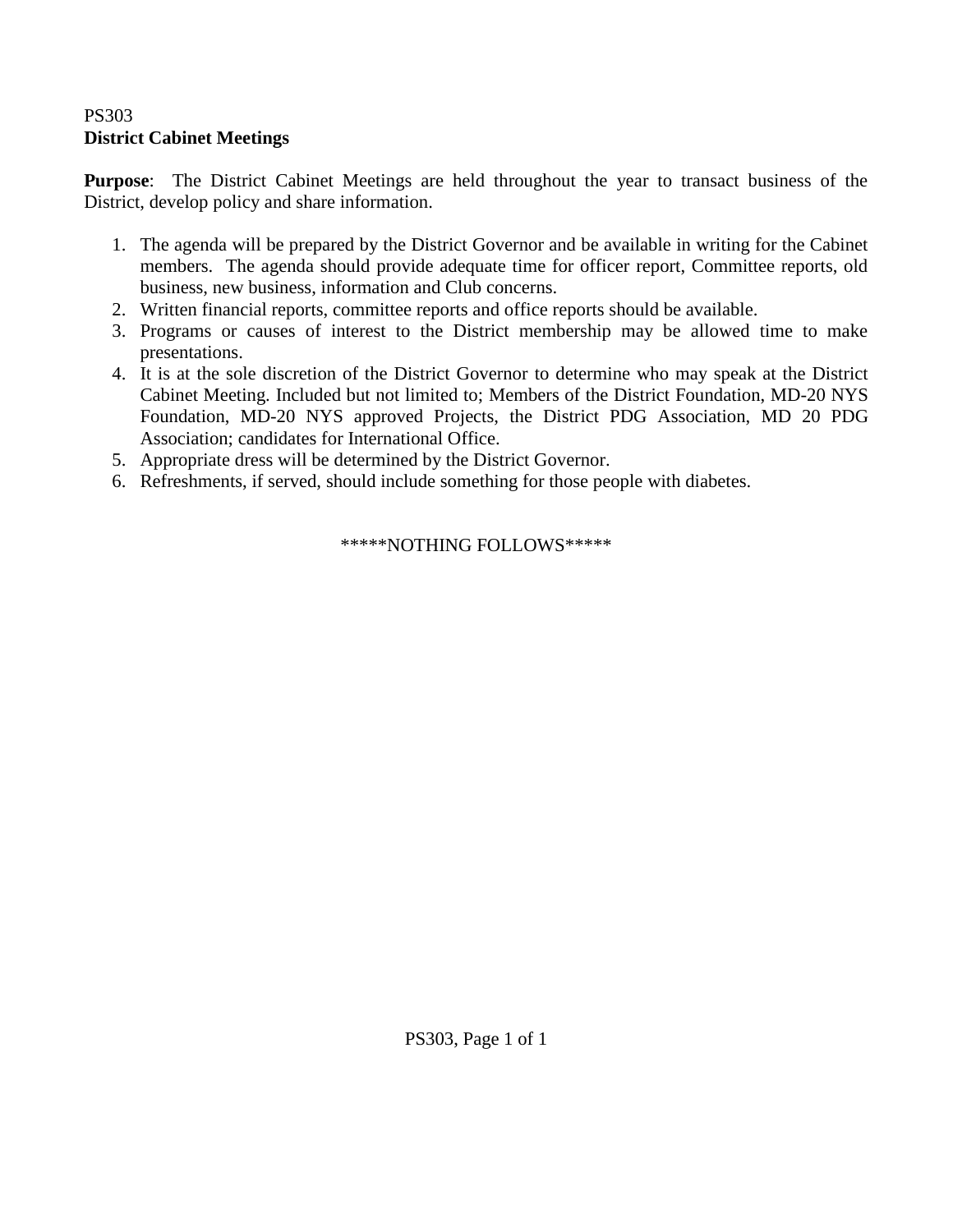PS303
**District Cabinet Meetings**

**Purpose**: The District Cabinet Meetings are held throughout the year to transact business of the District, develop policy and share information.

1. The agenda will be prepared by the District Governor and be available in writing for the Cabinet members. The agenda should provide adequate time for officer report, Committee reports, old business, new business, information and Club concerns.
2. Written financial reports, committee reports and office reports should be available.
3. Programs or causes of interest to the District membership may be allowed time to make presentations.
4. It is at the sole discretion of the District Governor to determine who may speak at the District Cabinet Meeting. Included but not limited to; Members of the District Foundation, MD-20 NYS Foundation, MD-20 NYS approved Projects, the District PDG Association, MD 20 PDG Association; candidates for International Office.
5. Appropriate dress will be determined by the District Governor.
6. Refreshments, if served, should include something for those people with diabetes.

*****NOTHING FOLLOWS*****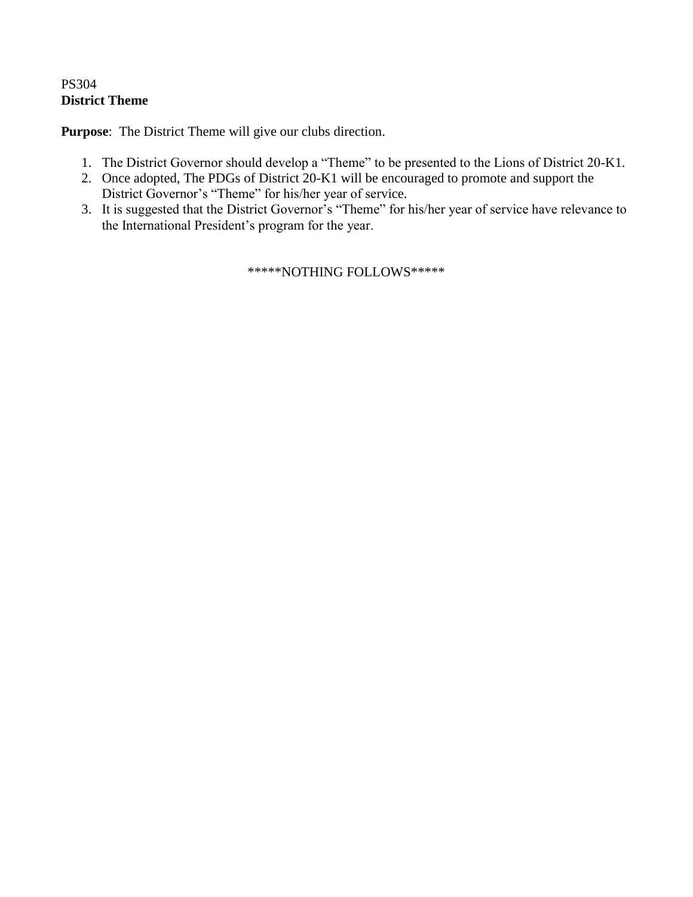PS304
**District Theme**

**Purpose**: The District Theme will give our clubs direction.

1. The District Governor should develop a "Theme" to be presented to the Lions of District 20-K1.
2. Once adopted, The PDGs of District 20-K1 will be encouraged to promote and support the District Governor's "Theme" for his/her year of service.
3. It is suggested that the District Governor's "Theme" for his/her year of service have relevance to the International President's program for the year.

*****NOTHING FOLLOWS*****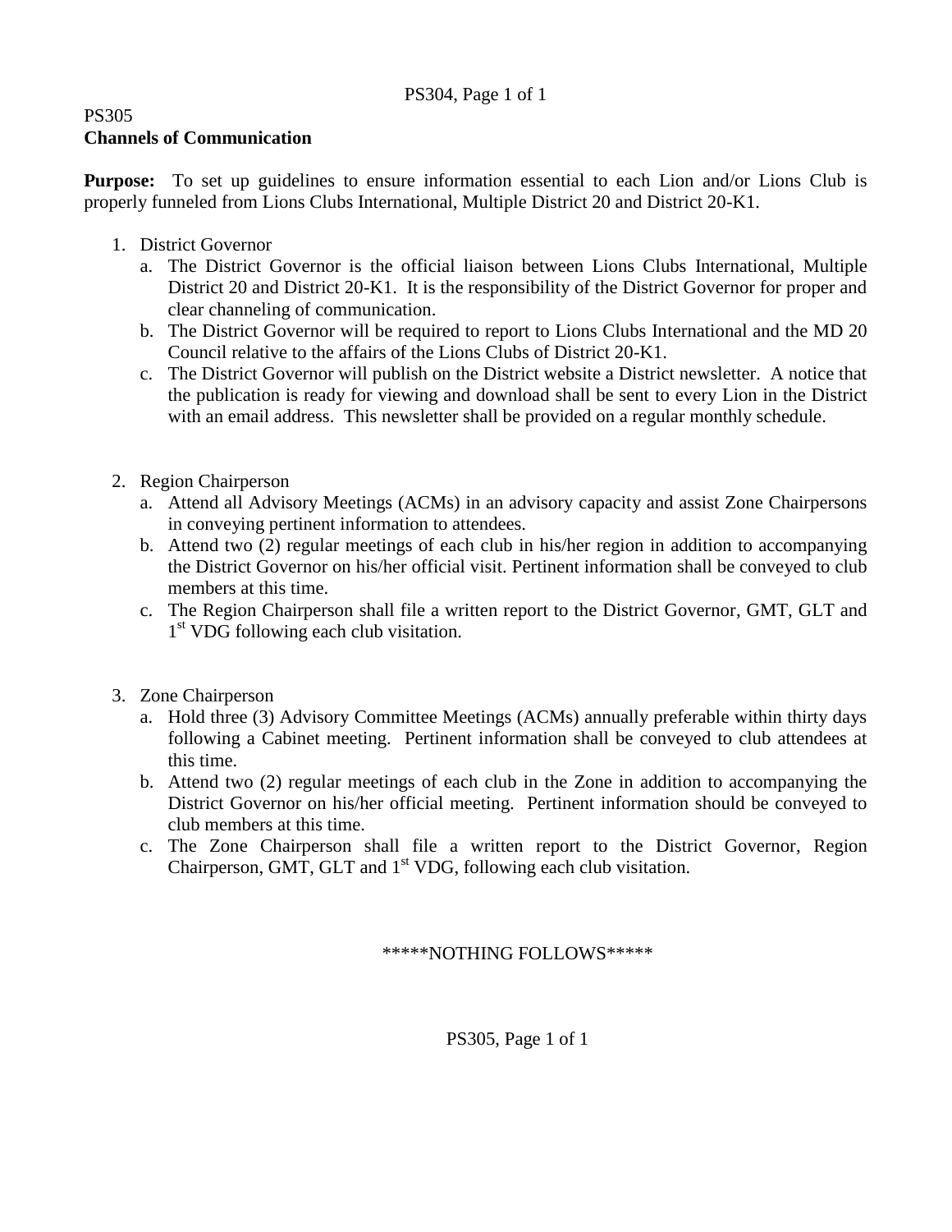# PS305
## Channels of Communication

**Purpose:** To set up guidelines to ensure information essential to each Lion and/or Lions Club is properly funneled from Lions Clubs International, Multiple District 20 and District 20-K1.

1. District Governor
   a. The District Governor is the official liaison between Lions Clubs International, Multiple District 20 and District 20-K1. It is the responsibility of the District Governor for proper and clear channeling of communication.
   b. The District Governor will be required to report to Lions Clubs International and the MD 20 Council relative to the affairs of the Lions Clubs of District 20-K1.
   c. The District Governor will publish on the District website a District newsletter. A notice that the publication is ready for viewing and download shall be sent to every Lion in the District with an email address. This newsletter shall be provided on a regular monthly schedule.

2. Region Chairperson
   a. Attend all Advisory Meetings (ACMs) in an advisory capacity and assist Zone Chairpersons in conveying pertinent information to attendees.
   b. Attend two (2) regular meetings of each club in his/her region in addition to accompanying the District Governor on his/her official visit. Pertinent information shall be conveyed to club members at this time.
   c. The Region Chairperson shall file a written report to the District Governor, GMT, GLT and 1st VDG following each club visitation.

3. Zone Chairperson
   a. Hold three (3) Advisory Committee Meetings (ACMs) annually preferable within thirty days following a Cabinet meeting. Pertinent information shall be conveyed to club attendees at this time.
   b. Attend two (2) regular meetings of each club in the Zone in addition to accompanying the District Governor on his/her official meeting. Pertinent information should be conveyed to club members at this time.
   c. The Zone Chairperson shall file a written report to the District Governor, Region Chairperson, GMT, GLT and 1st VDG, following each club visitation.

*****NOTHING FOLLOWS*****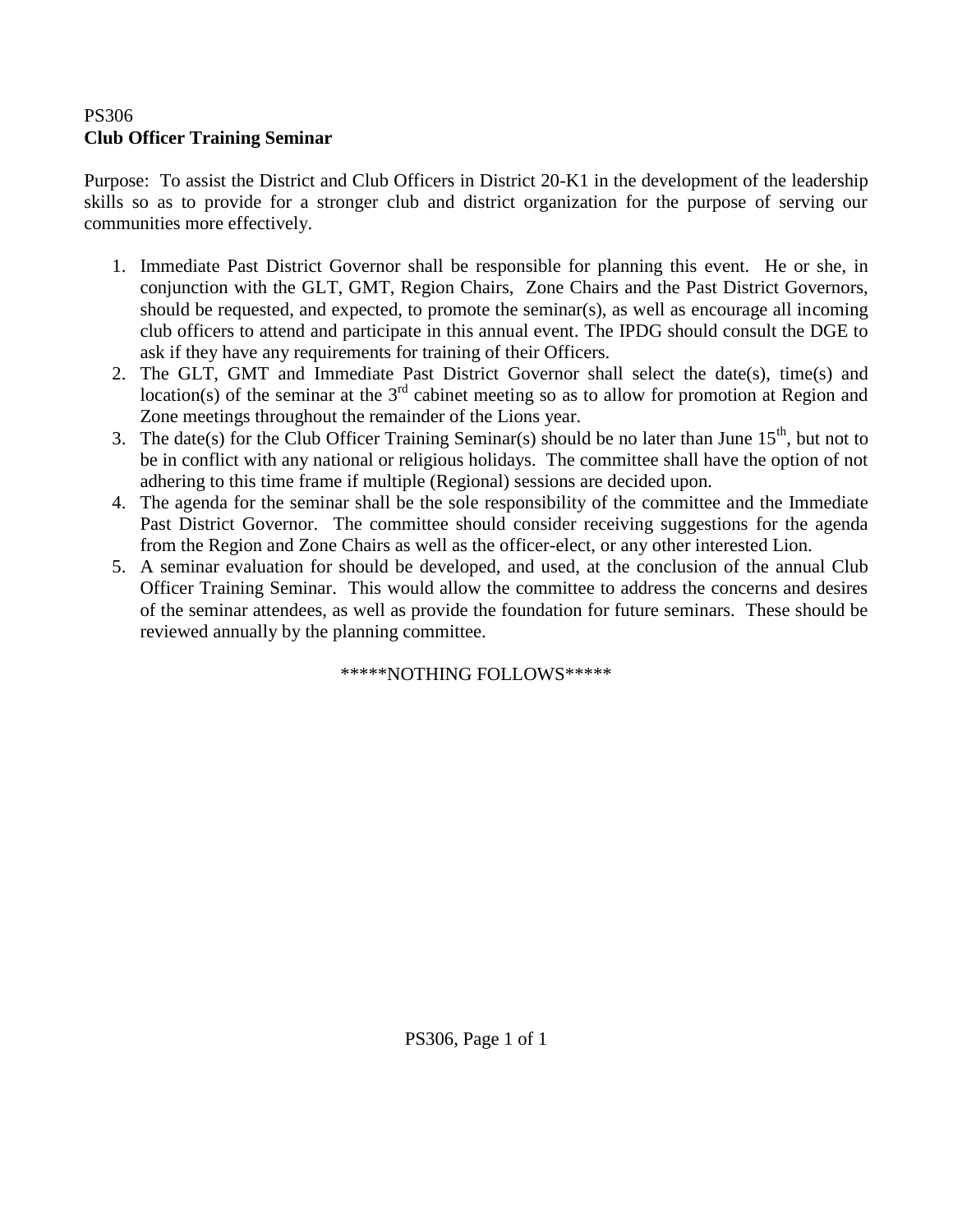PS306
**Club Officer Training Seminar**

Purpose: To assist the District and Club Officers in District 20-K1 in the development of the leadership skills so as to provide for a stronger club and district organization for the purpose of serving our communities more effectively.

1. Immediate Past District Governor shall be responsible for planning this event. He or she, in conjunction with the GLT, GMT, Region Chairs, Zone Chairs and the Past District Governors, should be requested, and expected, to promote the seminar(s), as well as encourage all incoming club officers to attend and participate in this annual event. The IPDG should consult the DGE to ask if they have any requirements for training of their Officers.
2. The GLT, GMT and Immediate Past District Governor shall select the date(s), time(s) and location(s) of the seminar at the 3rd cabinet meeting so as to allow for promotion at Region and Zone meetings throughout the remainder of the Lions year.
3. The date(s) for the Club Officer Training Seminar(s) should be no later than June 15th, but not to be in conflict with any national or religious holidays. The committee shall have the option of not adhering to this time frame if multiple (Regional) sessions are decided upon.
4. The agenda for the seminar shall be the sole responsibility of the committee and the Immediate Past District Governor. The committee should consider receiving suggestions for the agenda from the Region and Zone Chairs as well as the officer-elect, or any other interested Lion.
5. A seminar evaluation for should be developed, and used, at the conclusion of the annual Club Officer Training Seminar. This would allow the committee to address the concerns and desires of the seminar attendees, as well as provide the foundation for future seminars. These should be reviewed annually by the planning committee.

*****NOTHING FOLLOWS*****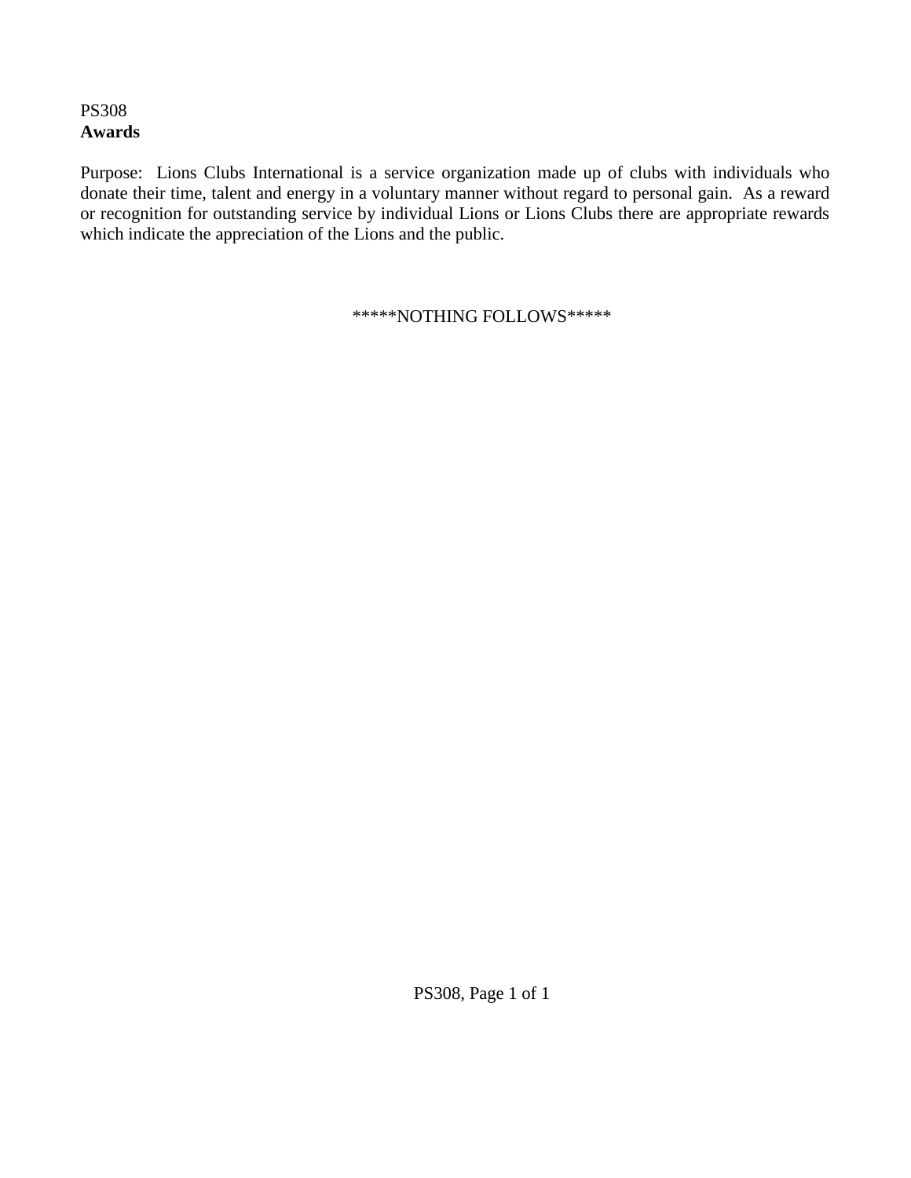PS308
**Awards**

Purpose: Lions Clubs International is a service organization made up of clubs with individuals who donate their time, talent and energy in a voluntary manner without regard to personal gain. As a reward or recognition for outstanding service by individual Lions or Lions Clubs there are appropriate rewards which indicate the appreciation of the Lions and the public.

*****NOTHING FOLLOWS*****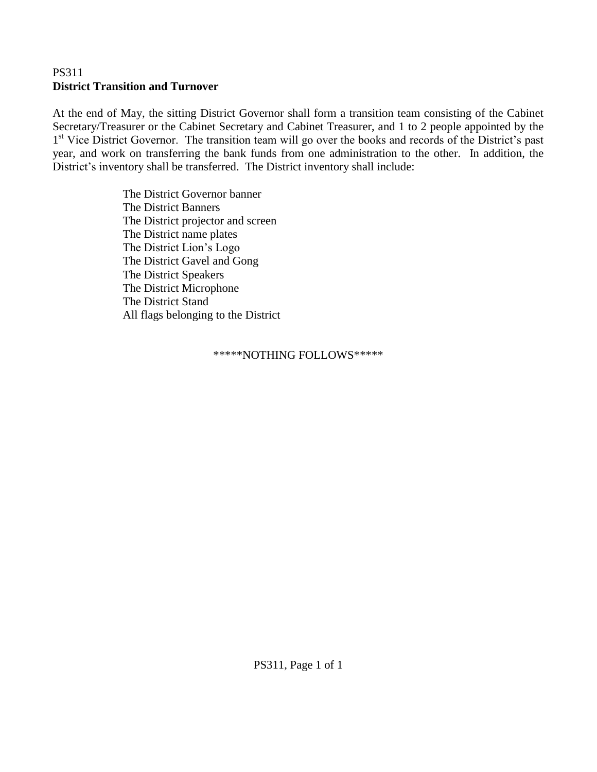PS311
**District Transition and Turnover**

At the end of May, the sitting District Governor shall form a transition team consisting of the Cabinet Secretary/Treasurer or the Cabinet Secretary and Cabinet Treasurer, and 1 to 2 people appointed by the 1st Vice District Governor. The transition team will go over the books and records of the District's past year, and work on transferring the bank funds from one administration to the other. In addition, the District's inventory shall be transferred. The District inventory shall include:

The District Governor banner
The District Banners
The District projector and screen
The District name plates
The District Lion's Logo
The District Gavel and Gong
The District Speakers
The District Microphone
The District Stand
All flags belonging to the District

*****NOTHING FOLLOWS*****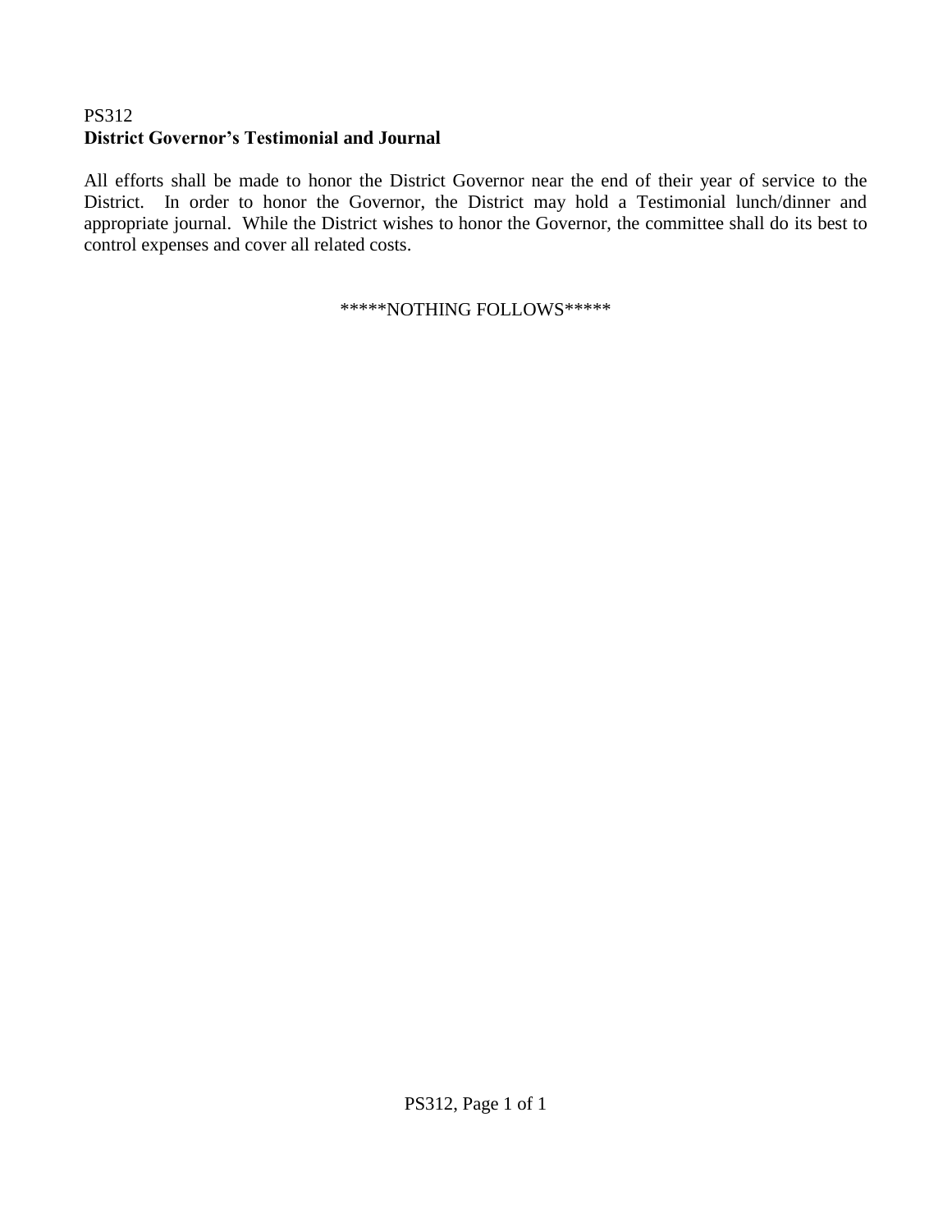PS312

**District Governor's Testimonial and Journal**

All efforts shall be made to honor the District Governor near the end of their year of service to the District. In order to honor the Governor, the District may hold a Testimonial lunch/dinner and appropriate journal. While the District wishes to honor the Governor, the committee shall do its best to control expenses and cover all related costs.

*****NOTHING FOLLOWS*****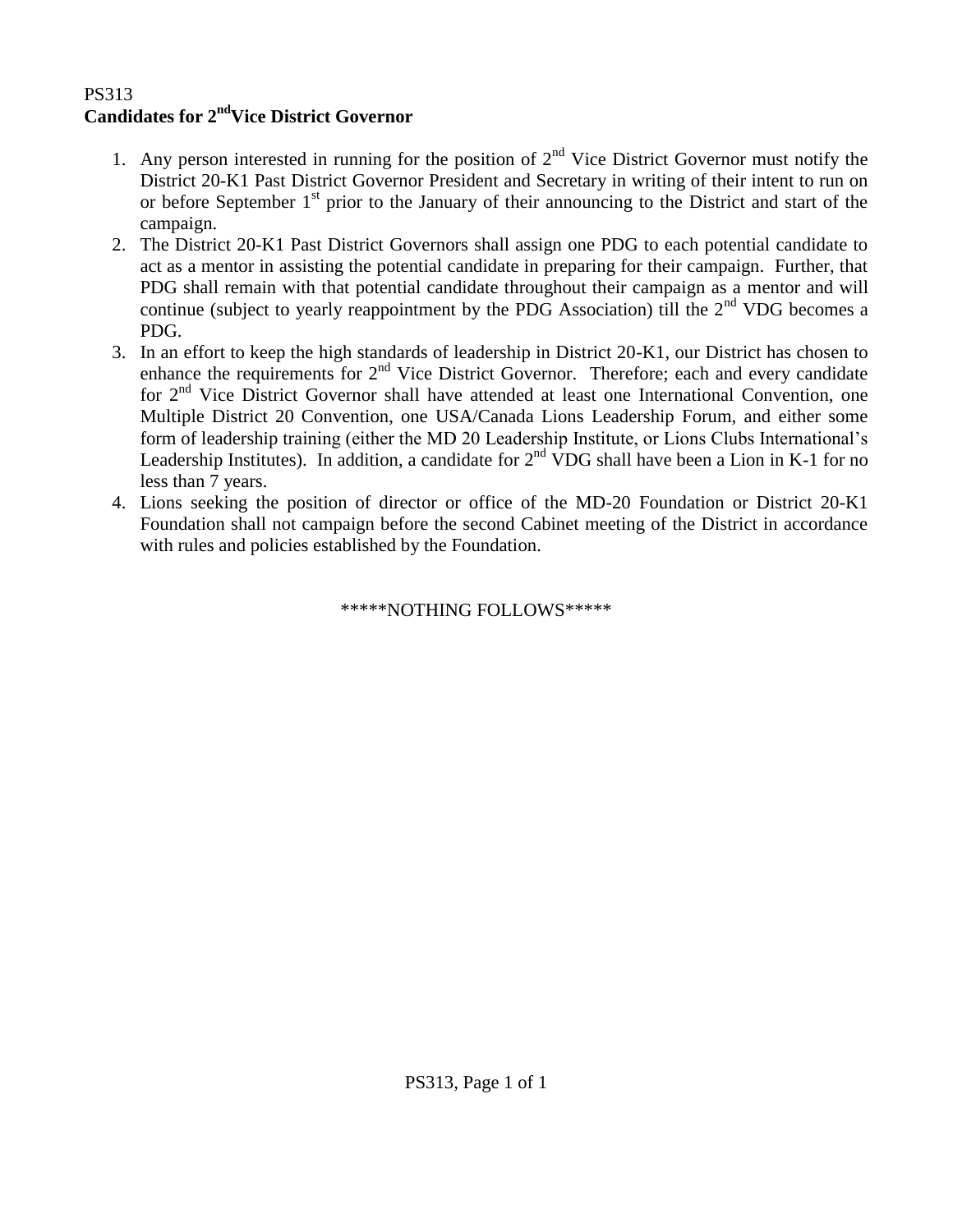PS313

**Candidates for 2nd Vice District Governor**

1. Any person interested in running for the position of 2nd Vice District Governor must notify the District 20-K1 Past District Governor President and Secretary in writing of their intent to run on or before September 1st prior to the January of their announcing to the District and start of the campaign.
2. The District 20-K1 Past District Governors shall assign one PDG to each potential candidate to act as a mentor in assisting the potential candidate in preparing for their campaign. Further, that PDG shall remain with that potential candidate throughout their campaign as a mentor and will continue (subject to yearly reappointment by the PDG Association) till the 2nd VDG becomes a PDG.
3. In an effort to keep the high standards of leadership in District 20-K1, our District has chosen to enhance the requirements for 2nd Vice District Governor. Therefore; each and every candidate for 2nd Vice District Governor shall have attended at least one International Convention, one Multiple District 20 Convention, one USA/Canada Lions Leadership Forum, and either some form of leadership training (either the MD 20 Leadership Institute, or Lions Clubs International's Leadership Institutes). In addition, a candidate for 2nd VDG shall have been a Lion in K-1 for no less than 7 years.
4. Lions seeking the position of director or office of the MD-20 Foundation or District 20-K1 Foundation shall not campaign before the second Cabinet meeting of the District in accordance with rules and policies established by the Foundation.

*****NOTHING FOLLOWS*****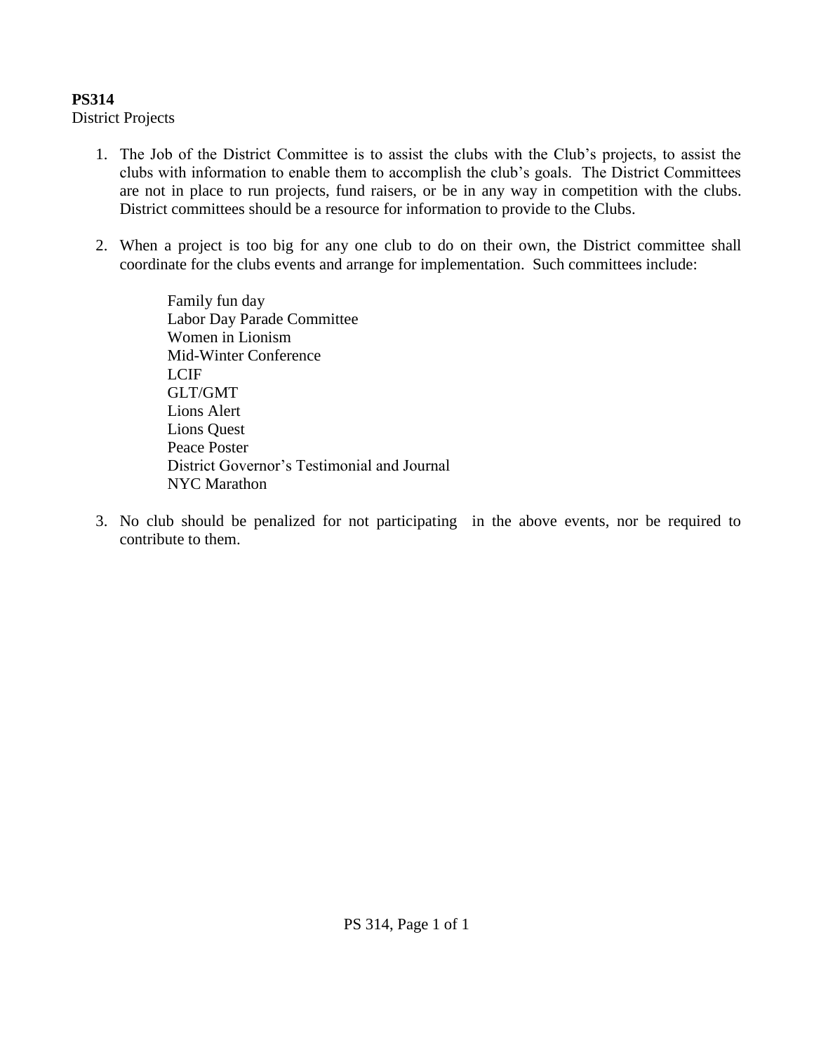**PS314**

District Projects

1. The Job of the District Committee is to assist the clubs with the Club's projects, to assist the clubs with information to enable them to accomplish the club's goals. The District Committees are not in place to run projects, fund raisers, or be in any way in competition with the clubs. District committees should be a resource for information to provide to the Clubs.

2. When a project is too big for any one club to do on their own, the District committee shall coordinate for the clubs events and arrange for implementation. Such committees include:

   Family fun day
   Labor Day Parade Committee
   Women in Lionism
   Mid-Winter Conference
   LCIF
   GLT/GMT
   Lions Alert
   Lions Quest
   Peace Poster
   District Governor's Testimonial and Journal
   NYC Marathon

3. No club should be penalized for not participating in the above events, nor be required to contribute to them.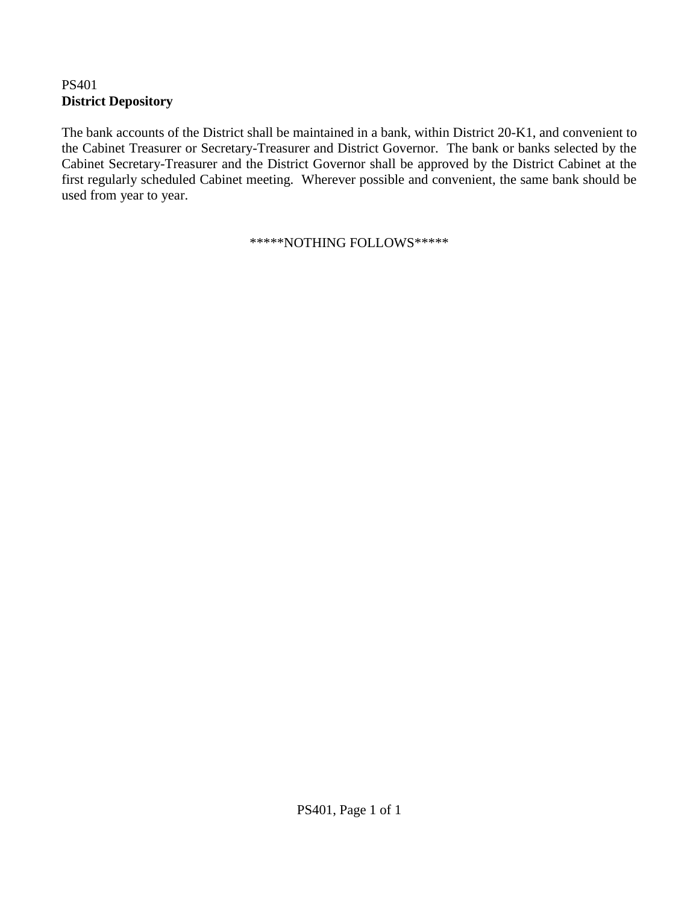PS401

**District Depository**

The bank accounts of the District shall be maintained in a bank, within District 20-K1, and convenient to the Cabinet Treasurer or Secretary-Treasurer and District Governor. The bank or banks selected by the Cabinet Secretary-Treasurer and the District Governor shall be approved by the District Cabinet at the first regularly scheduled Cabinet meeting. Wherever possible and convenient, the same bank should be used from year to year.

*****NOTHING FOLLOWS*****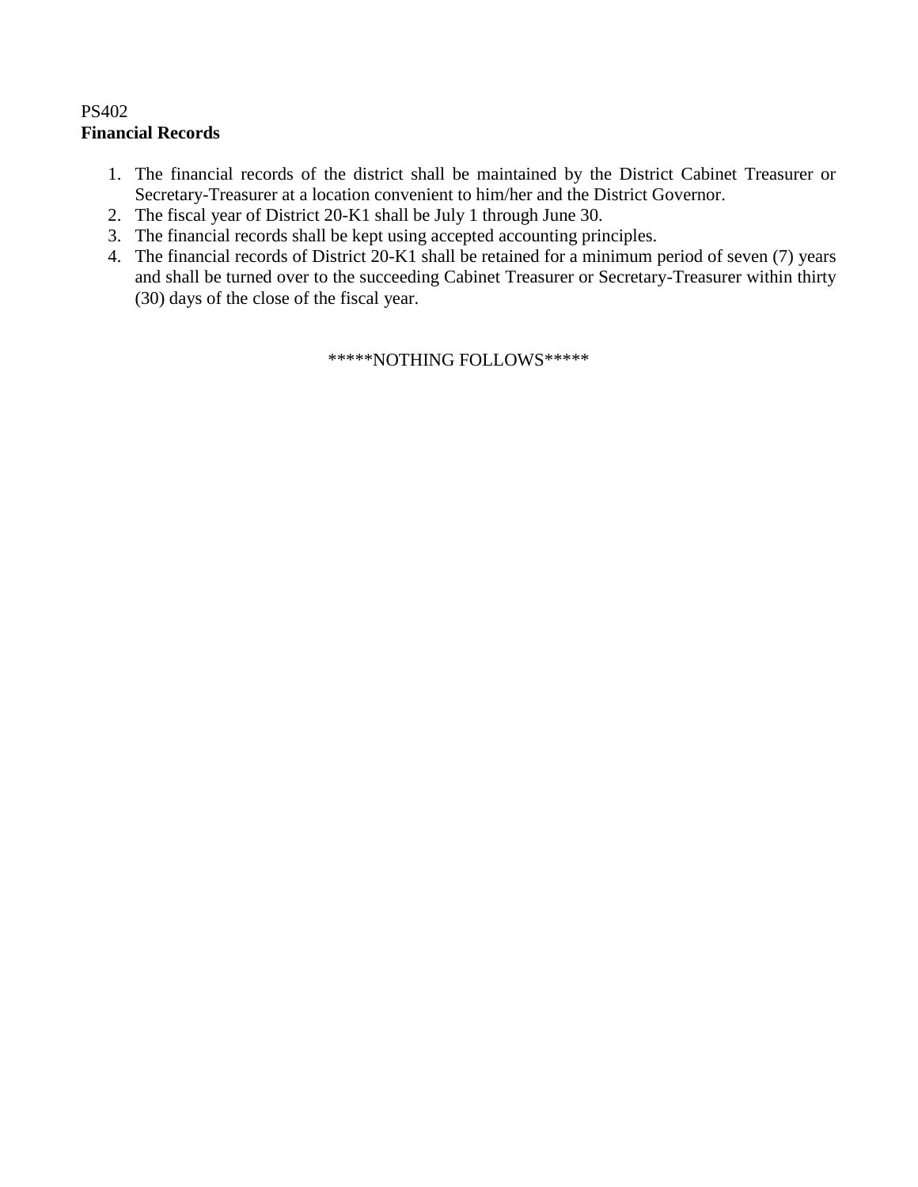PS402

**Financial Records**

1. The financial records of the district shall be maintained by the District Cabinet Treasurer or Secretary-Treasurer at a location convenient to him/her and the District Governor.
2. The fiscal year of District 20-K1 shall be July 1 through June 30.
3. The financial records shall be kept using accepted accounting principles.
4. The financial records of District 20-K1 shall be retained for a minimum period of seven (7) years and shall be turned over to the succeeding Cabinet Treasurer or Secretary-Treasurer within thirty (30) days of the close of the fiscal year.

*****NOTHING FOLLOWS*****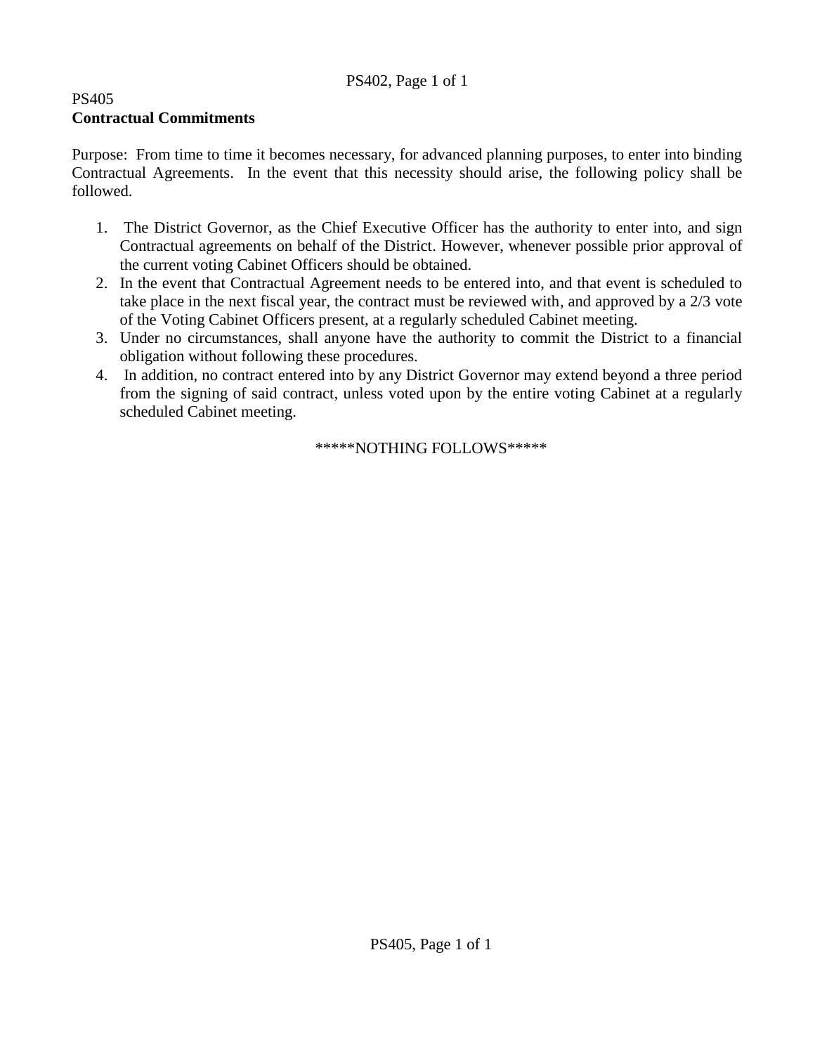PS405
**Contractual Commitments**

Purpose: From time to time it becomes necessary, for advanced planning purposes, to enter into binding Contractual Agreements. In the event that this necessity should arise, the following policy shall be followed.

1. The District Governor, as the Chief Executive Officer has the authority to enter into, and sign Contractual agreements on behalf of the District. However, whenever possible prior approval of the current voting Cabinet Officers should be obtained.
2. In the event that Contractual Agreement needs to be entered into, and that event is scheduled to take place in the next fiscal year, the contract must be reviewed with, and approved by a 2/3 vote of the Voting Cabinet Officers present, at a regularly scheduled Cabinet meeting.
3. Under no circumstances, shall anyone have the authority to commit the District to a financial obligation without following these procedures.
4. In addition, no contract entered into by any District Governor may extend beyond a three period from the signing of said contract, unless voted upon by the entire voting Cabinet at a regularly scheduled Cabinet meeting.

*****NOTHING FOLLOWS*****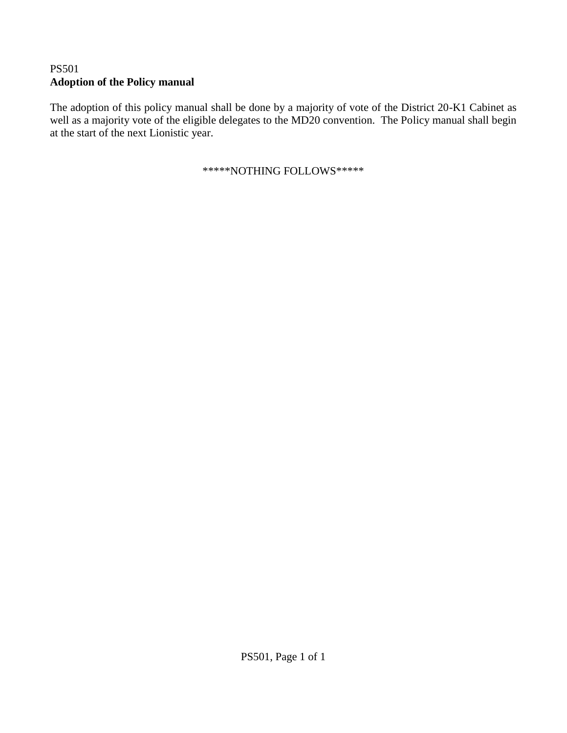PS501

**Adoption of the Policy manual**

The adoption of this policy manual shall be done by a majority of vote of the District 20-K1 Cabinet as well as a majority vote of the eligible delegates to the MD20 convention. The Policy manual shall begin at the start of the next Lionistic year.

*****NOTHING FOLLOWS*****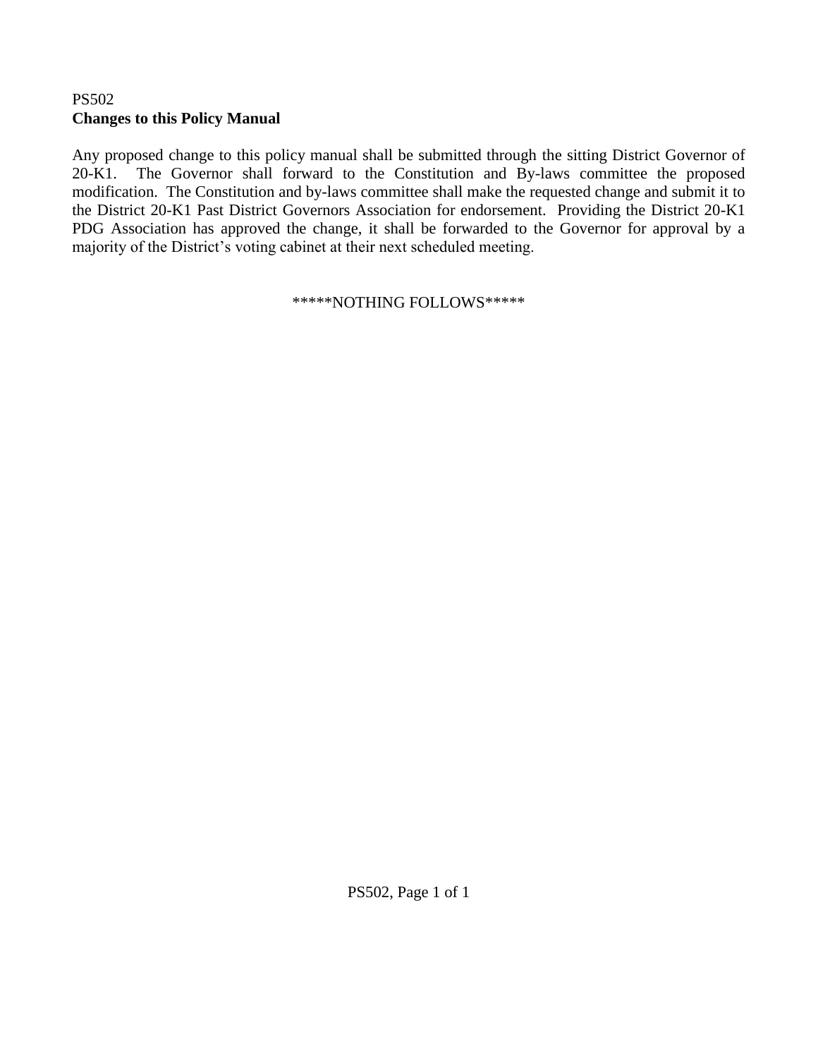PS502
**Changes to this Policy Manual**

Any proposed change to this policy manual shall be submitted through the sitting District Governor of 20-K1. The Governor shall forward to the Constitution and By-laws committee the proposed modification. The Constitution and by-laws committee shall make the requested change and submit it to the District 20-K1 Past District Governors Association for endorsement. Providing the District 20-K1 PDG Association has approved the change, it shall be forwarded to the Governor for approval by a majority of the District's voting cabinet at their next scheduled meeting.

*****NOTHING FOLLOWS*****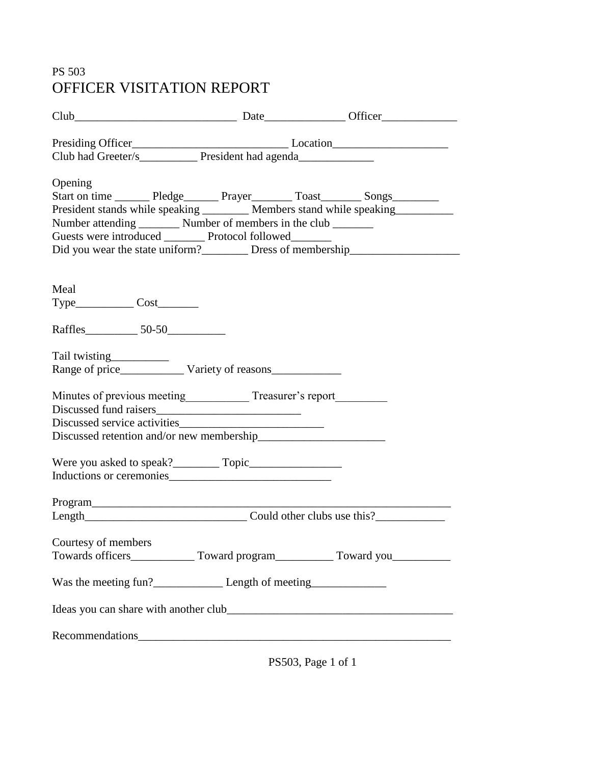PS 503

# OFFICER VISITATION REPORT

Club____________________________ Date______________ Officer_____________

Presiding Officer___________________________ Location____________________
Club had Greeter/s__________ President had agenda_____________

Opening
Start on time ______ Pledge______ Prayer_______ Toast_______ Songs________
President stands while speaking ________ Members stand while speaking__________
Number attending _______ Number of members in the club _______
Guests were introduced _______ Protocol followed_______
Did you wear the state uniform?________ Dress of membership___________________

Meal
Type__________ Cost_______

Raffles_________ 50-50__________

Tail twisting__________
Range of price___________ Variety of reasons____________

Minutes of previous meeting___________ Treasurer's report_________
Discussed fund raisers_________________________
Discussed service activities_________________________
Discussed retention and/or new membership______________________

Were you asked to speak?________ Topic________________
Inductions or ceremonies____________________________

Program______________________________________________________
Length____________________________ Could other clubs use this?____________

Courtesy of members
Towards officers___________ Toward program__________ Toward you__________

Was the meeting fun?____________ Length of meeting_____________

Ideas you can share with another club_______________________________________

Recommendations_________________________________________________________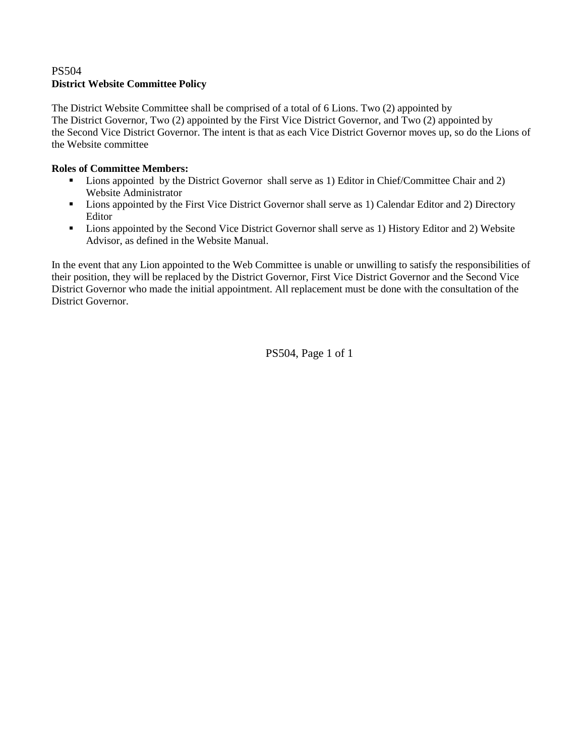PS504

**District Website Committee Policy**

The District Website Committee shall be comprised of a total of 6 Lions. Two (2) appointed by The District Governor, Two (2) appointed by the First Vice District Governor, and Two (2) appointed by the Second Vice District Governor. The intent is that as each Vice District Governor moves up, so do the Lions of the Website committee

**Roles of Committee Members:**

- Lions appointed by the District Governor shall serve as 1) Editor in Chief/Committee Chair and 2) Website Administrator
- Lions appointed by the First Vice District Governor shall serve as 1) Calendar Editor and 2) Directory Editor
- Lions appointed by the Second Vice District Governor shall serve as 1) History Editor and 2) Website Advisor, as defined in the Website Manual.

In the event that any Lion appointed to the Web Committee is unable or unwilling to satisfy the responsibilities of their position, they will be replaced by the District Governor, First Vice District Governor and the Second Vice District Governor who made the initial appointment. All replacement must be done with the consultation of the District Governor.